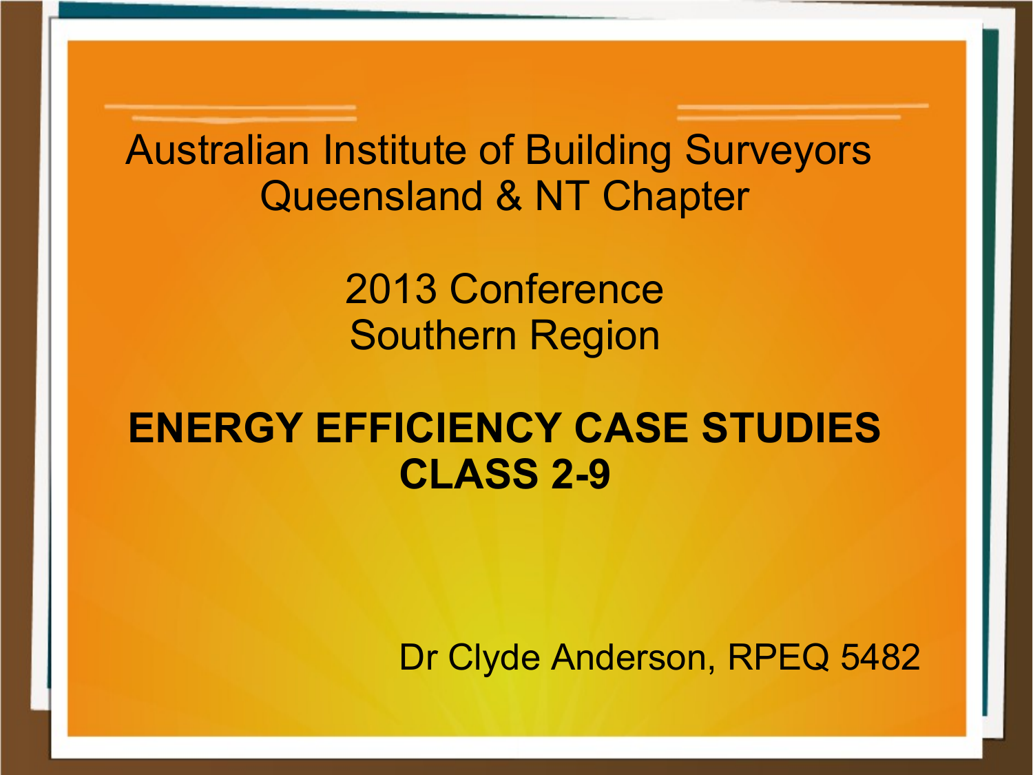Australian Institute of Building Surveyors
Queensland & NT Chapter

2013 Conference
Southern Region

# ENERGY EFFICIENCY CASE STUDIES CLASS 2-9

Dr Clyde Anderson, RPEQ 5482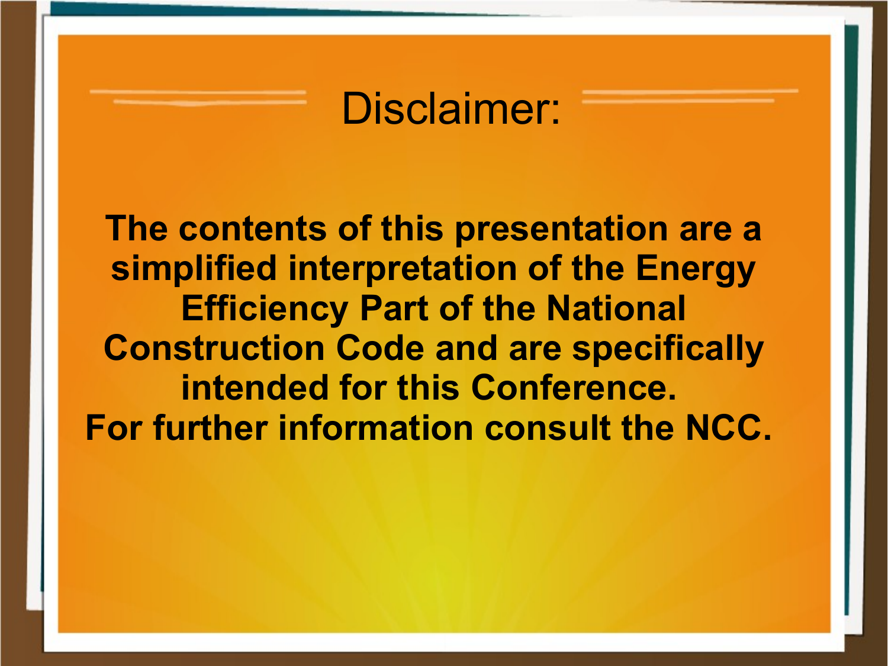# Disclaimer:

**The contents of this presentation are a simplified interpretation of the Energy Efficiency Part of the National Construction Code and are specifically intended for this Conference.**
**For further information consult the NCC.**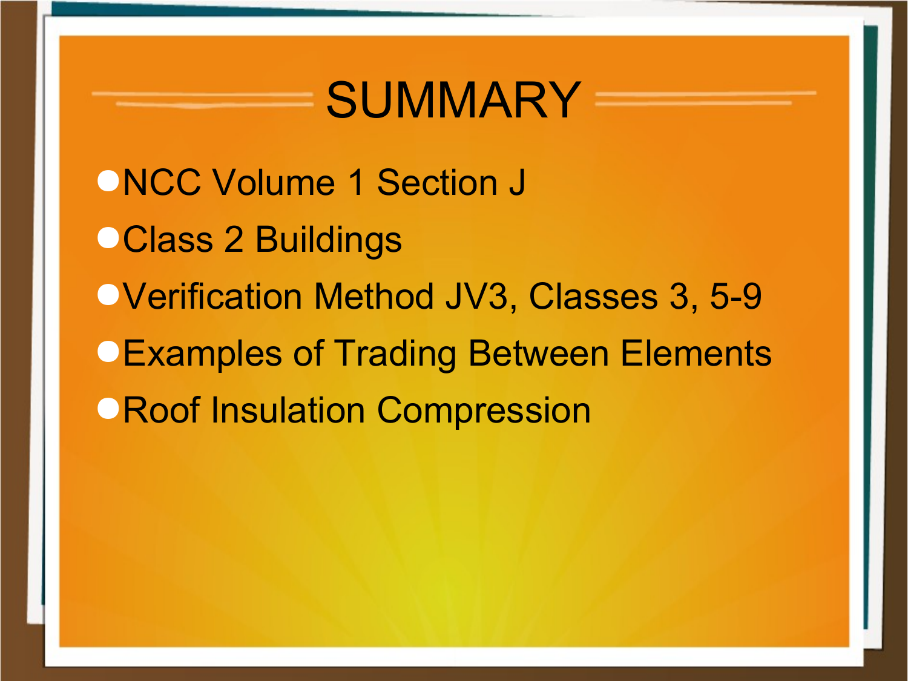# SUMMARY

- NCC Volume 1 Section J
- Class 2 Buildings
- Verification Method JV3, Classes 3, 5-9
- Examples of Trading Between Elements
- Roof Insulation Compression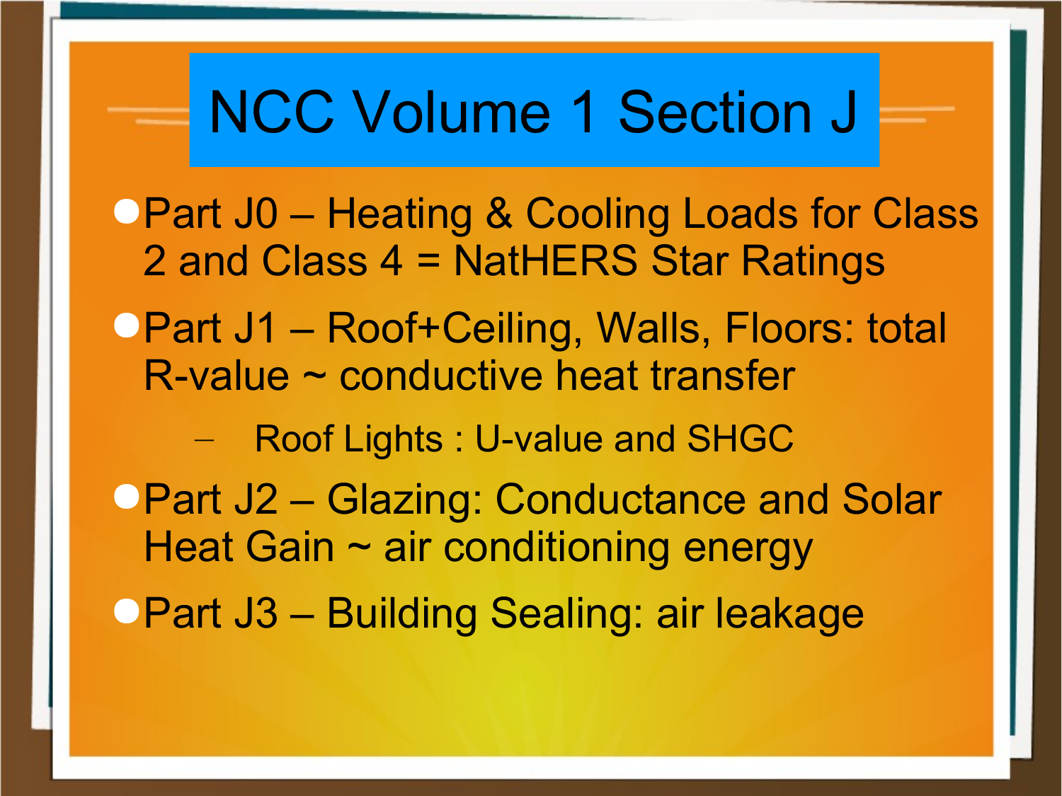# NCC Volume 1 Section J

- Part J0 – Heating & Cooling Loads for Class 2 and Class 4 = NatHERS Star Ratings
- Part J1 – Roof+Ceiling, Walls, Floors: total R-value ~ conductive heat transfer
  - Roof Lights : U-value and SHGC
- Part J2 – Glazing: Conductance and Solar Heat Gain ~ air conditioning energy
- Part J3 – Building Sealing: air leakage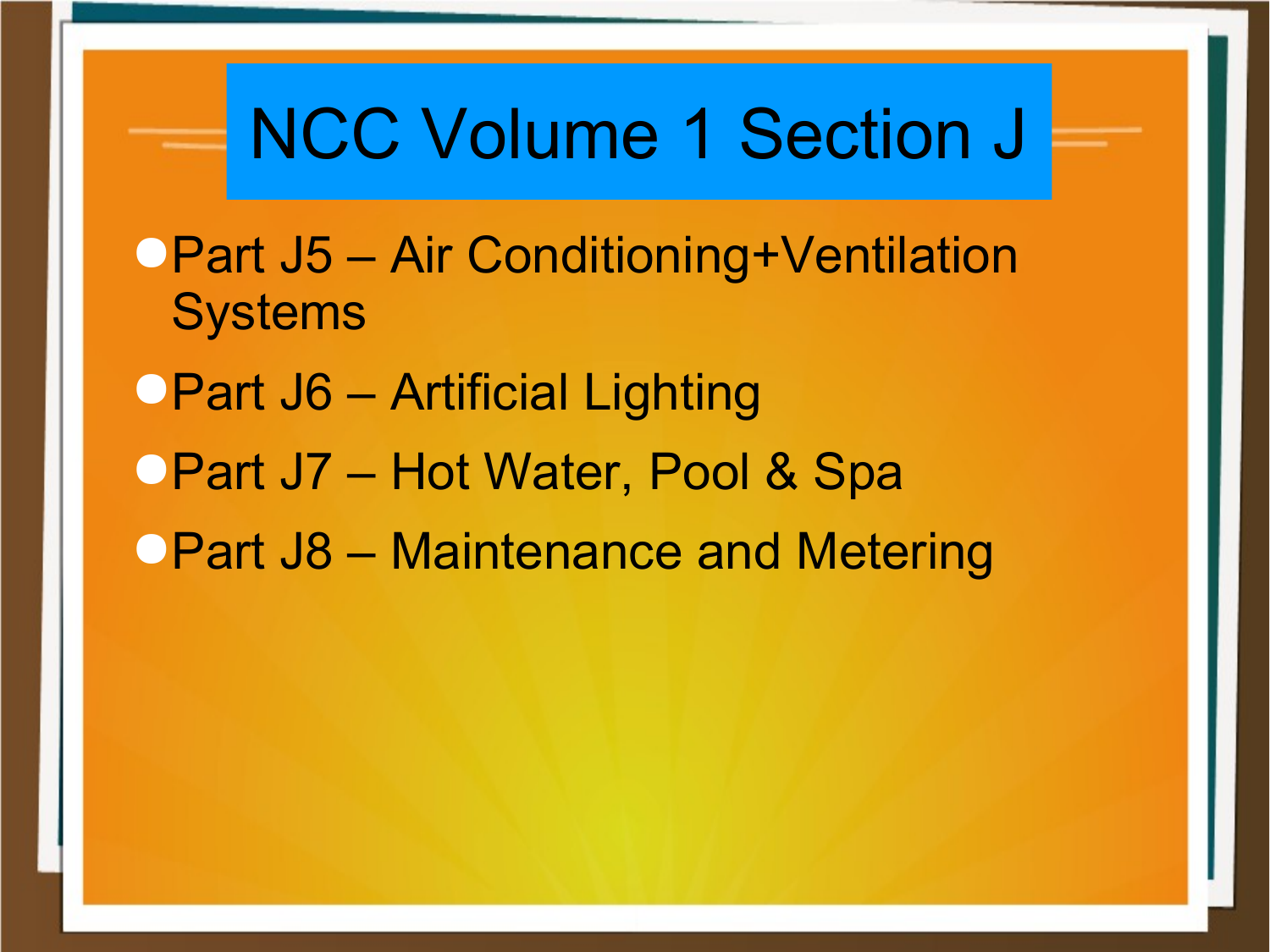# NCC Volume 1 Section J

- Part J5 – Air Conditioning+Ventilation Systems
- Part J6 – Artificial Lighting
- Part J7 – Hot Water, Pool & Spa
- Part J8 – Maintenance and Metering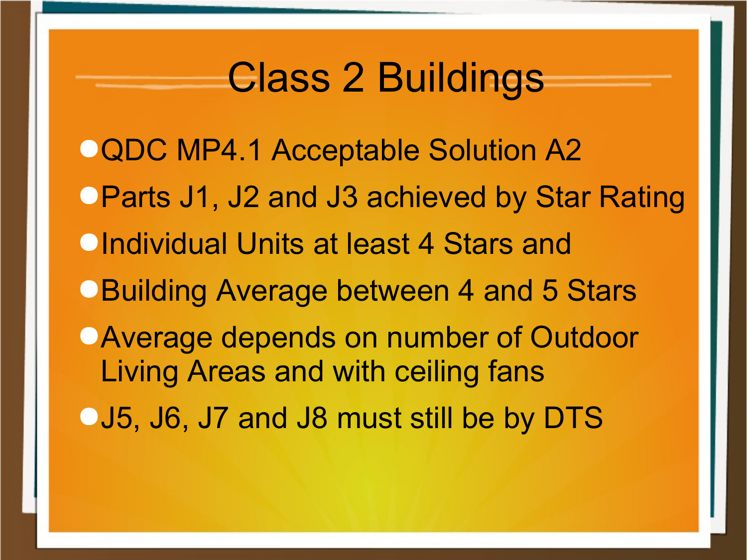# Class 2 Buildings

- QDC MP4.1 Acceptable Solution A2
- Parts J1, J2 and J3 achieved by Star Rating
- Individual Units at least 4 Stars and
- Building Average between 4 and 5 Stars
- Average depends on number of Outdoor Living Areas and with ceiling fans
- J5, J6, J7 and J8 must still be by DTS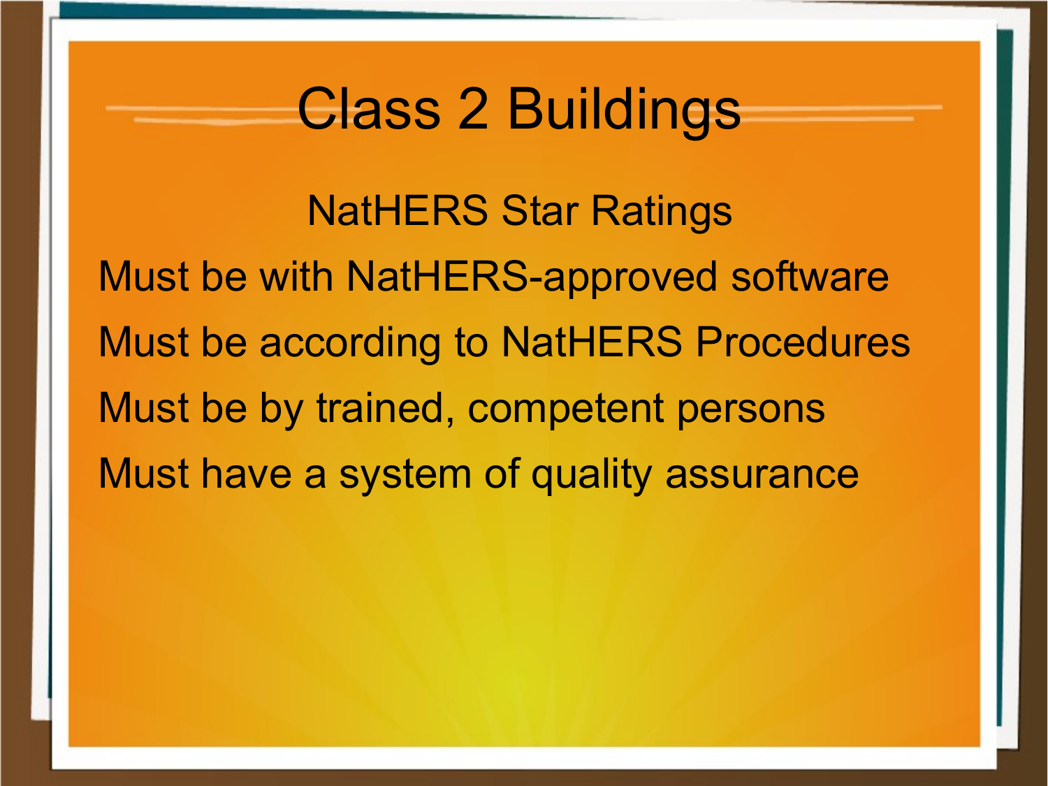# Class 2 Buildings

## NatHERS Star Ratings

Must be with NatHERS-approved software

Must be according to NatHERS Procedures

Must be by trained, competent persons

Must have a system of quality assurance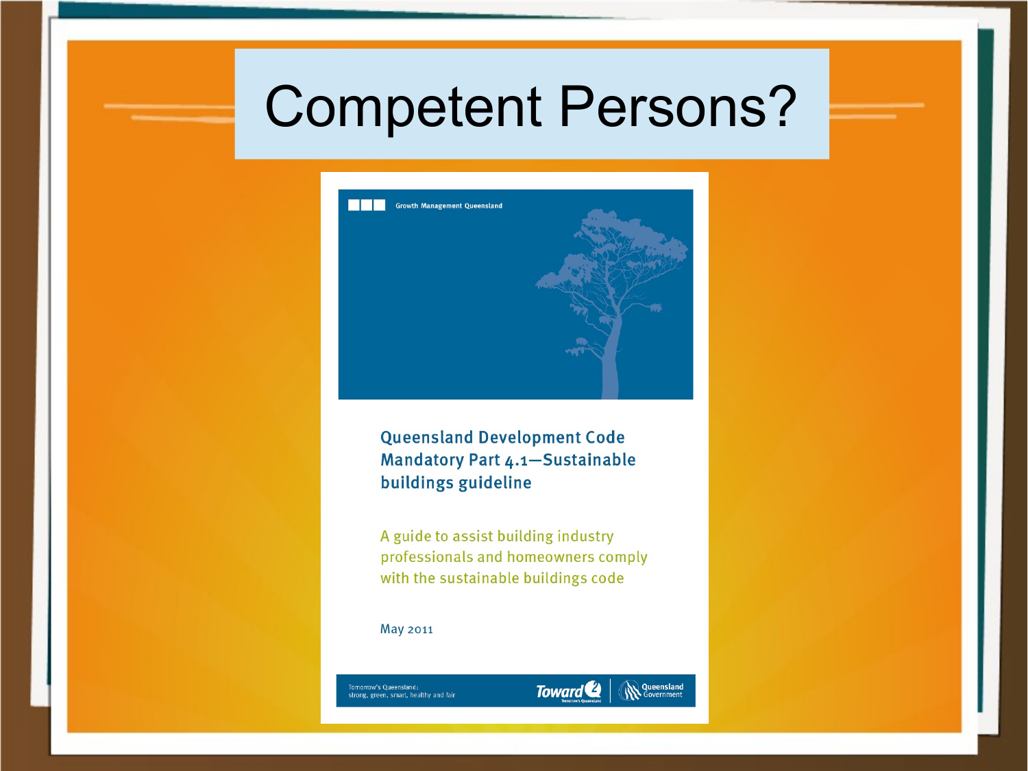# Competent Persons?

Growth Management Queensland

**Queensland Development Code Mandatory Part 4.1—Sustainable buildings guideline**

A guide to assist building industry professionals and homeowners comply with the sustainable buildings code

May 2011

Tomorrow's Queensland: strong, green, smart, healthy and fair

Toward Q2 Tomorrow's Queensland

Queensland Government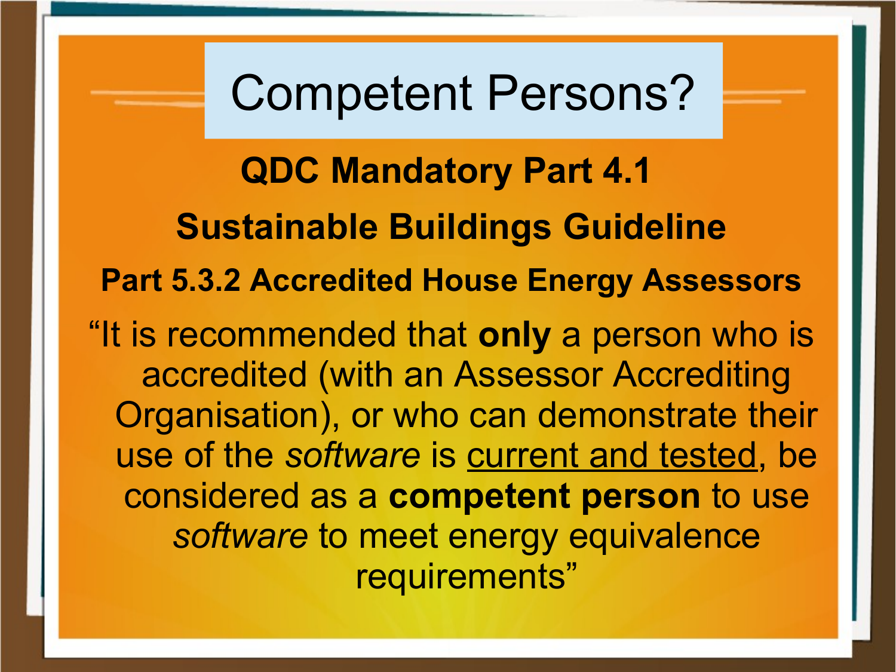# Competent Persons?

**QDC Mandatory Part 4.1**

**Sustainable Buildings Guideline**

**Part 5.3.2 Accredited House Energy Assessors**

"It is recommended that **only** a person who is accredited (with an Assessor Accrediting Organisation), or who can demonstrate their use of the *software* is current and tested, be considered as a **competent person** to use *software* to meet energy equivalence requirements"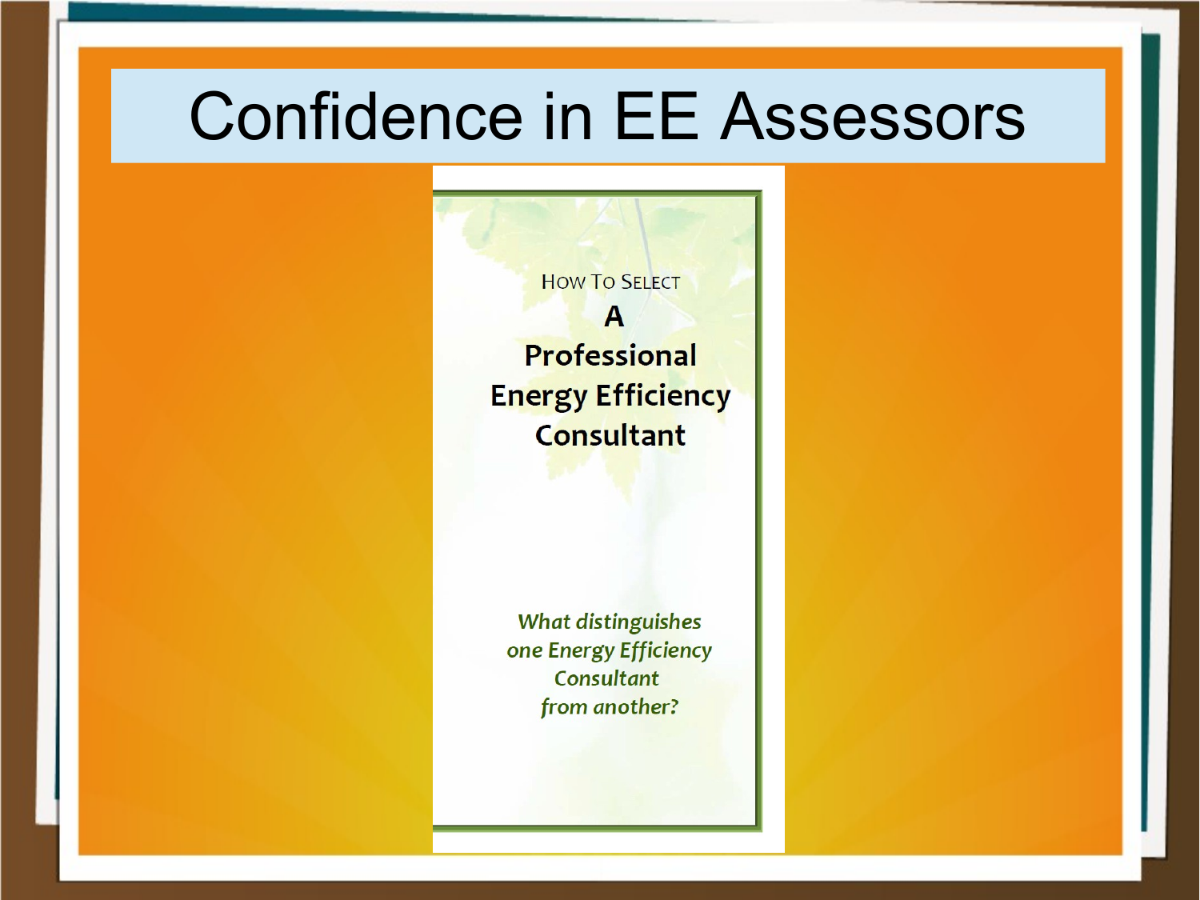# Confidence in EE Assessors

How To Select

**A**

**Professional**

**Energy Efficiency**

**Consultant**

*What distinguishes one Energy Efficiency Consultant from another?*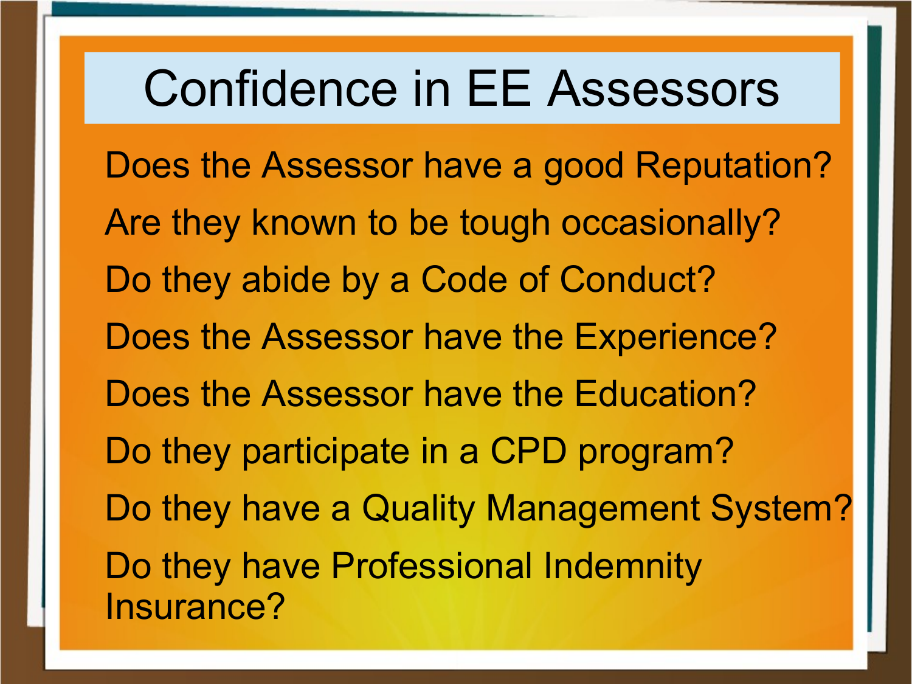# Confidence in EE Assessors

Does the Assessor have a good Reputation?

Are they known to be tough occasionally?

Do they abide by a Code of Conduct?

Does the Assessor have the Experience?

Does the Assessor have the Education?

Do they participate in a CPD program?

Do they have a Quality Management System?

Do they have Professional Indemnity Insurance?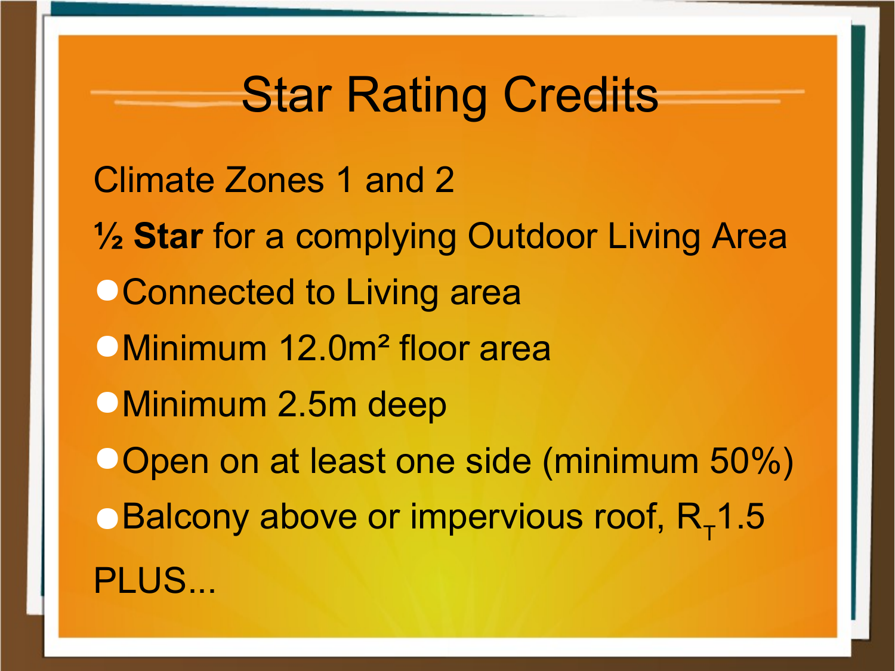# Star Rating Credits

Climate Zones 1 and 2

½ **Star** for a complying Outdoor Living Area

- Connected to Living area
- Minimum 12.0m² floor area
- Minimum 2.5m deep
- Open on at least one side (minimum 50%)
- Balcony above or impervious roof, $R_T$1.5

PLUS...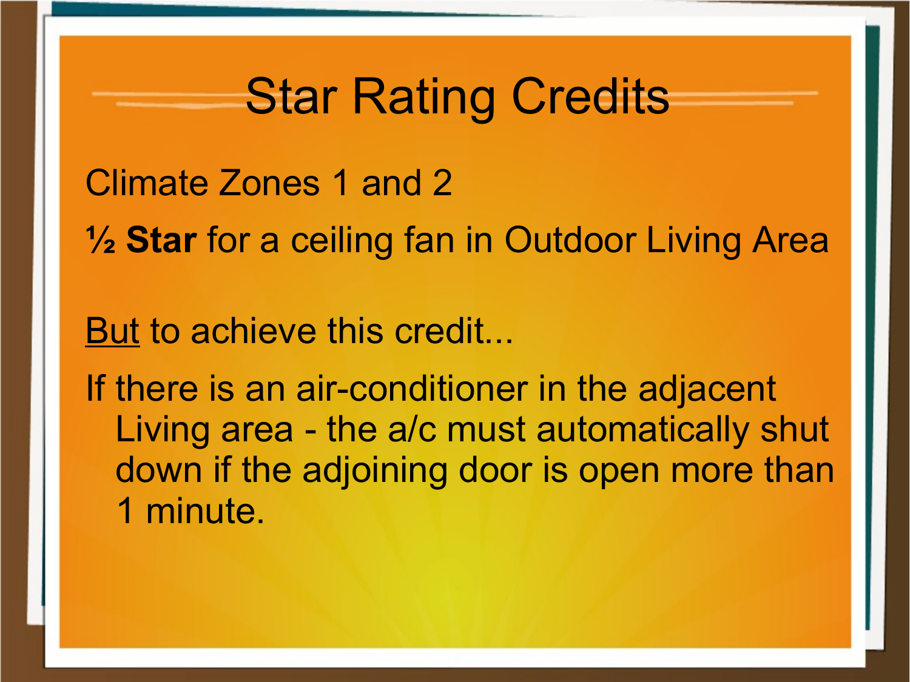# Star Rating Credits

Climate Zones 1 and 2

½ **Star** for a ceiling fan in Outdoor Living Area

<u>But</u> to achieve this credit...

If there is an air-conditioner in the adjacent Living area - the a/c must automatically shut down if the adjoining door is open more than 1 minute.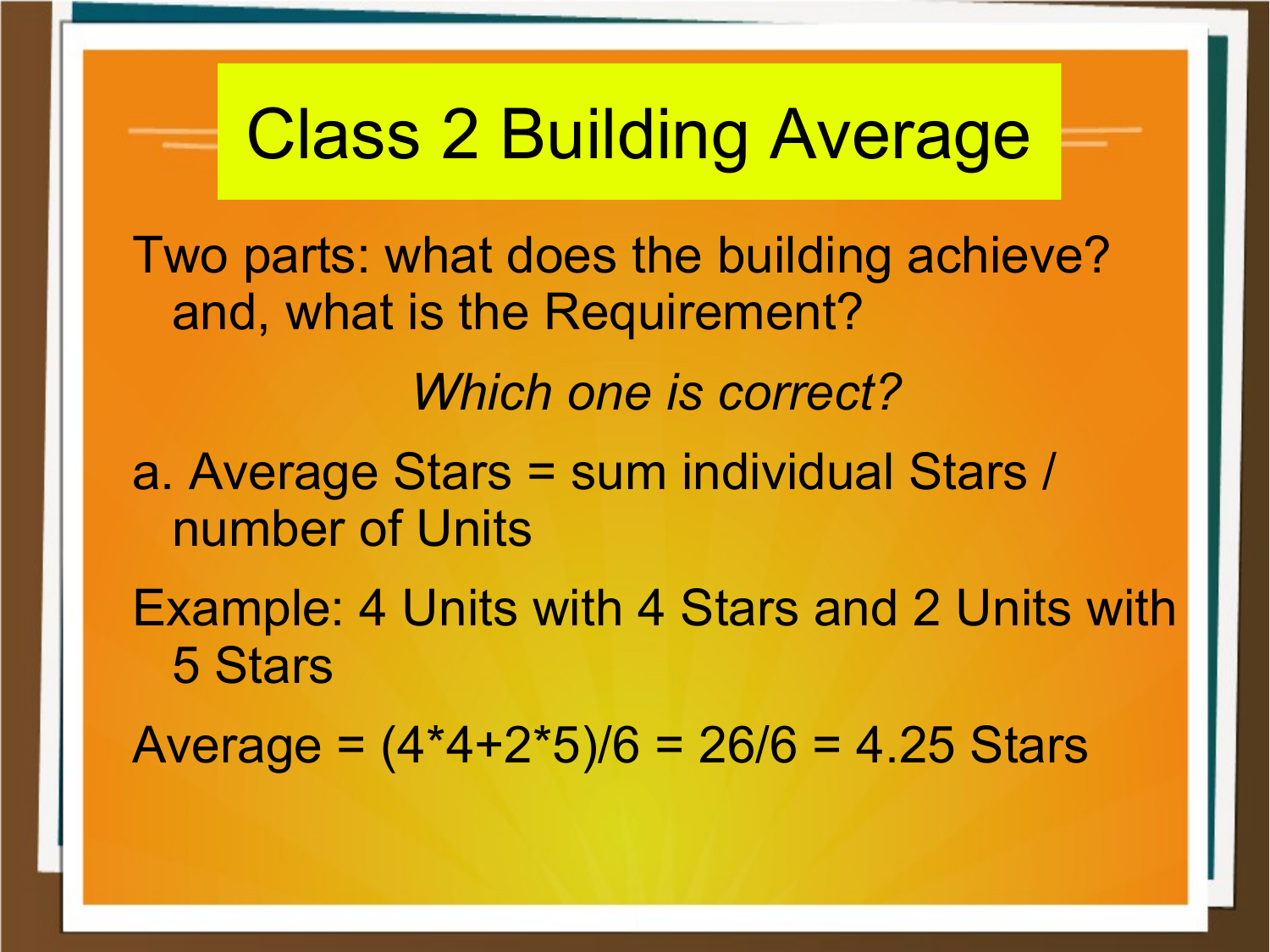# Class 2 Building Average

Two parts: what does the building achieve? and, what is the Requirement?

*Which one is correct?*

a. Average Stars = sum individual Stars / number of Units

Example: 4 Units with 4 Stars and 2 Units with 5 Stars

Average = (4*4+2*5)/6 = 26/6 = 4.25 Stars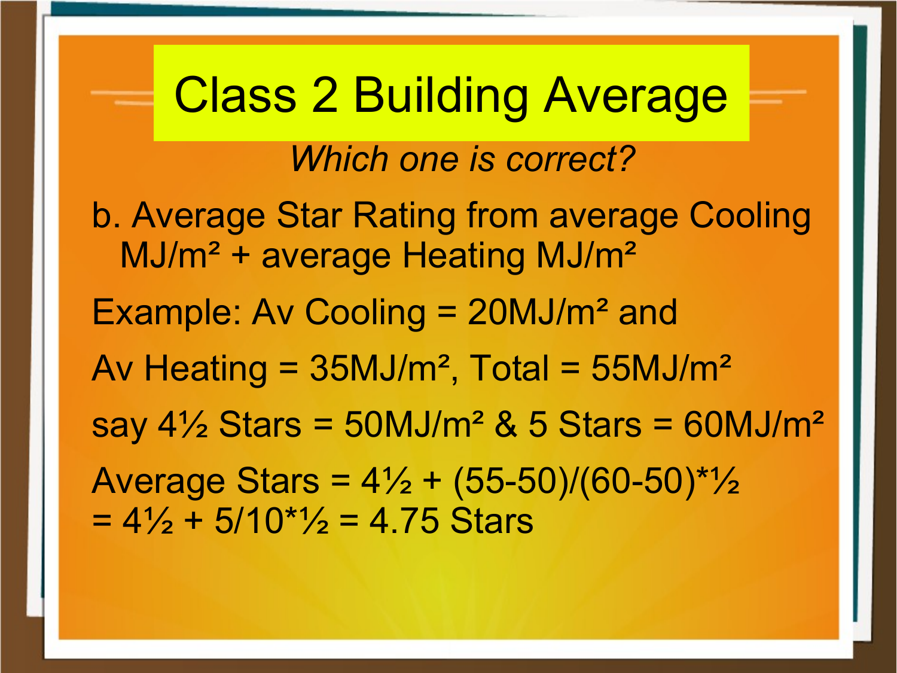# Class 2 Building Average

*Which one is correct?*

b. Average Star Rating from average Cooling $MJ/m^2$ + average Heating $MJ/m^2$

Example: Av Cooling = $20 MJ/m^2$ and

Av Heating = $35 MJ/m^2$, Total = $55 MJ/m^2$

say 4½ Stars = $50 MJ/m^2$ & 5 Stars = $60 MJ/m^2$

Average Stars = $4\frac{1}{2} + (55-50)/(60-50) \times \frac{1}{2}$
$= 4\frac{1}{2} + 5/10 \times \frac{1}{2} = 4.75$ Stars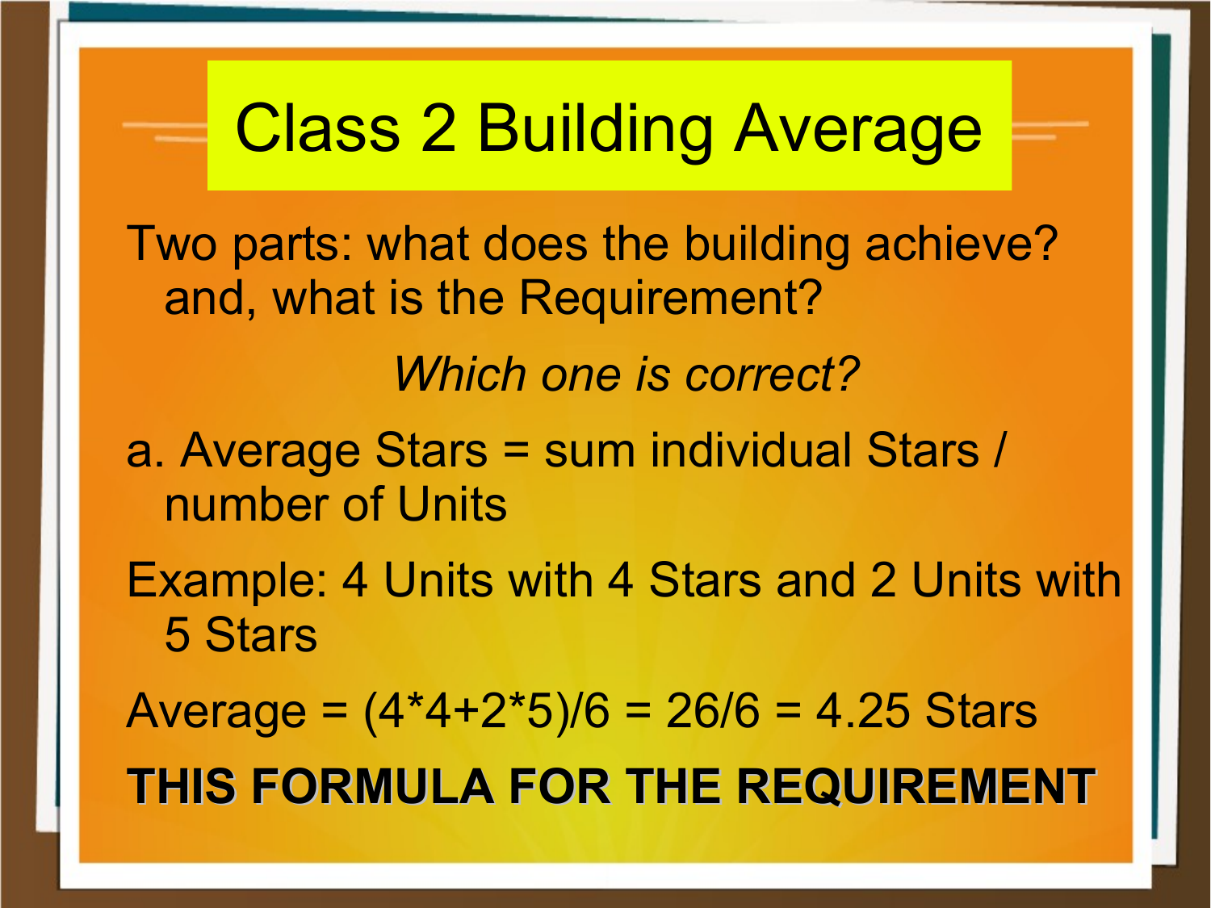# Class 2 Building Average

Two parts: what does the building achieve? and, what is the Requirement?

*Which one is correct?*

a. Average Stars = sum individual Stars / number of Units

Example: 4 Units with 4 Stars and 2 Units with 5 Stars

Average = (4*4+2*5)/6 = 26/6 = 4.25 Stars

**THIS FORMULA FOR THE REQUIREMENT**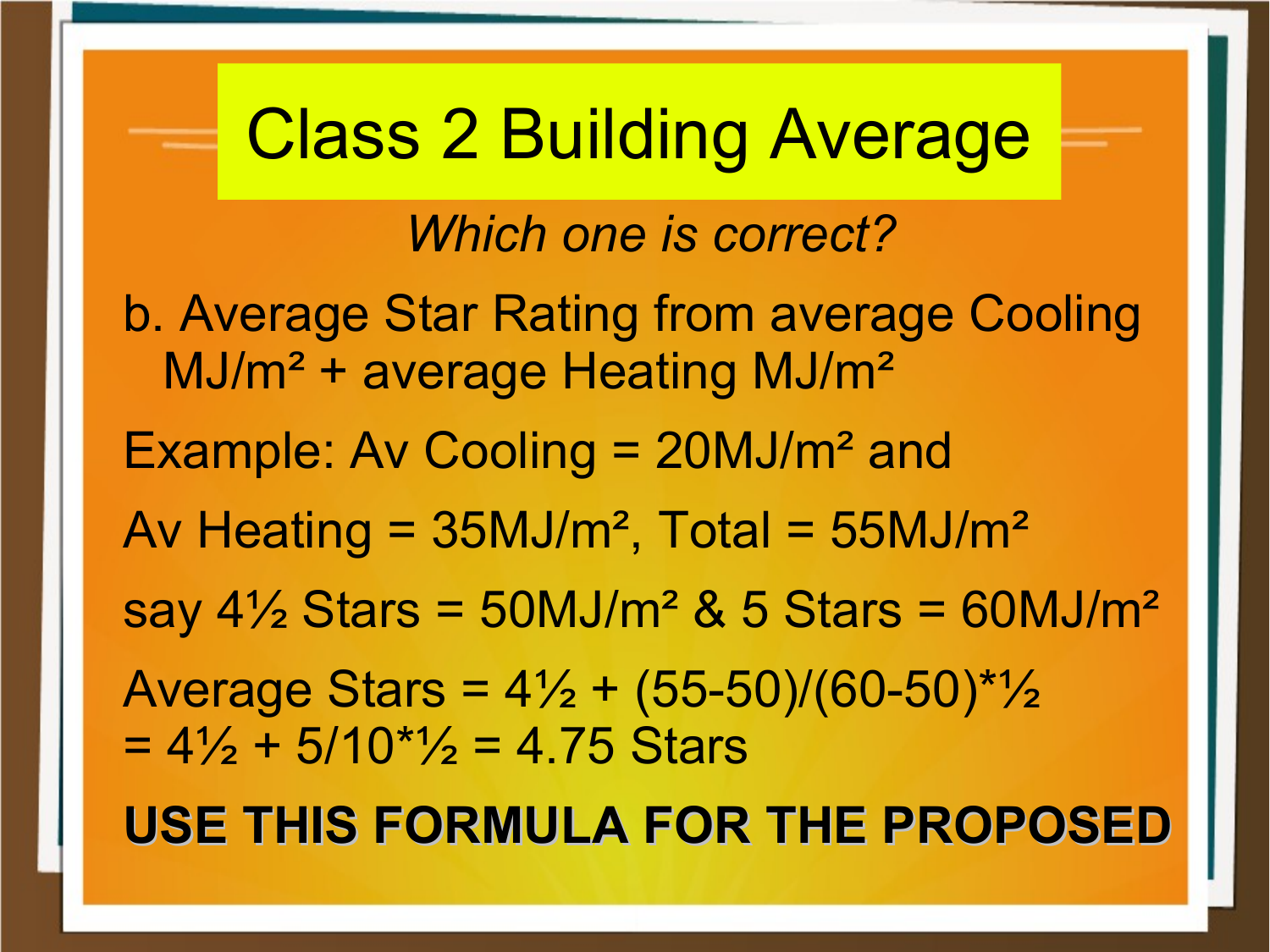# Class 2 Building Average

*Which one is correct?*

b. Average Star Rating from average Cooling $MJ/m^2$ + average Heating $MJ/m^2$

Example: Av Cooling = $20MJ/m^2$ and

Av Heating = $35MJ/m^2$, Total = $55MJ/m^2$

say 4½ Stars = $50MJ/m^2$ & 5 Stars = $60MJ/m^2$

Average Stars = 4½ + (55-50)/(60-50)*½
= 4½ + 5/10*½ = 4.75 Stars

**USE THIS FORMULA FOR THE PROPOSED**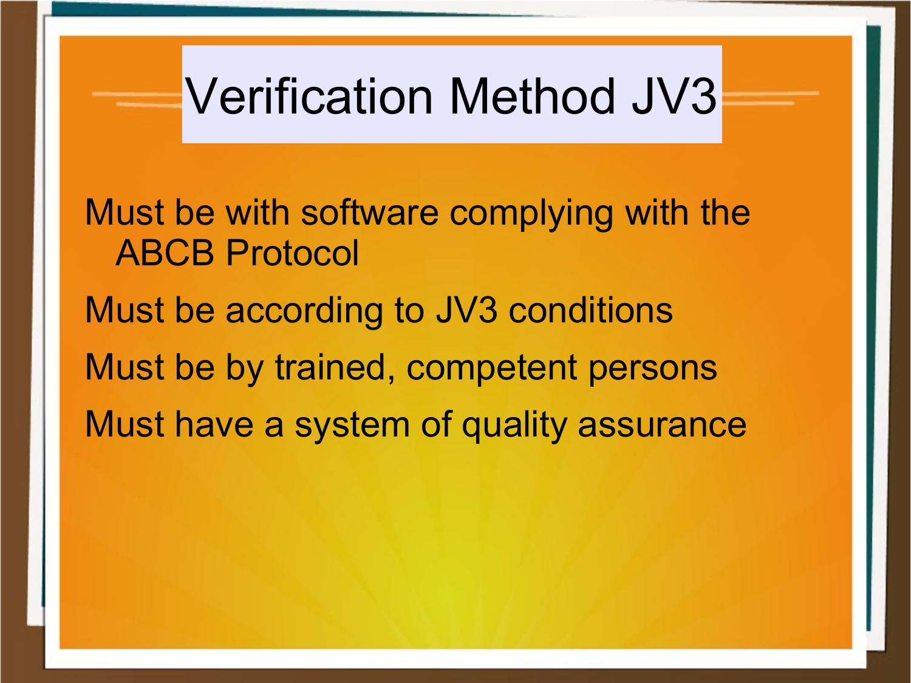# Verification Method JV3

- Must be with software complying with the ABCB Protocol
- Must be according to JV3 conditions
- Must be by trained, competent persons
- Must have a system of quality assurance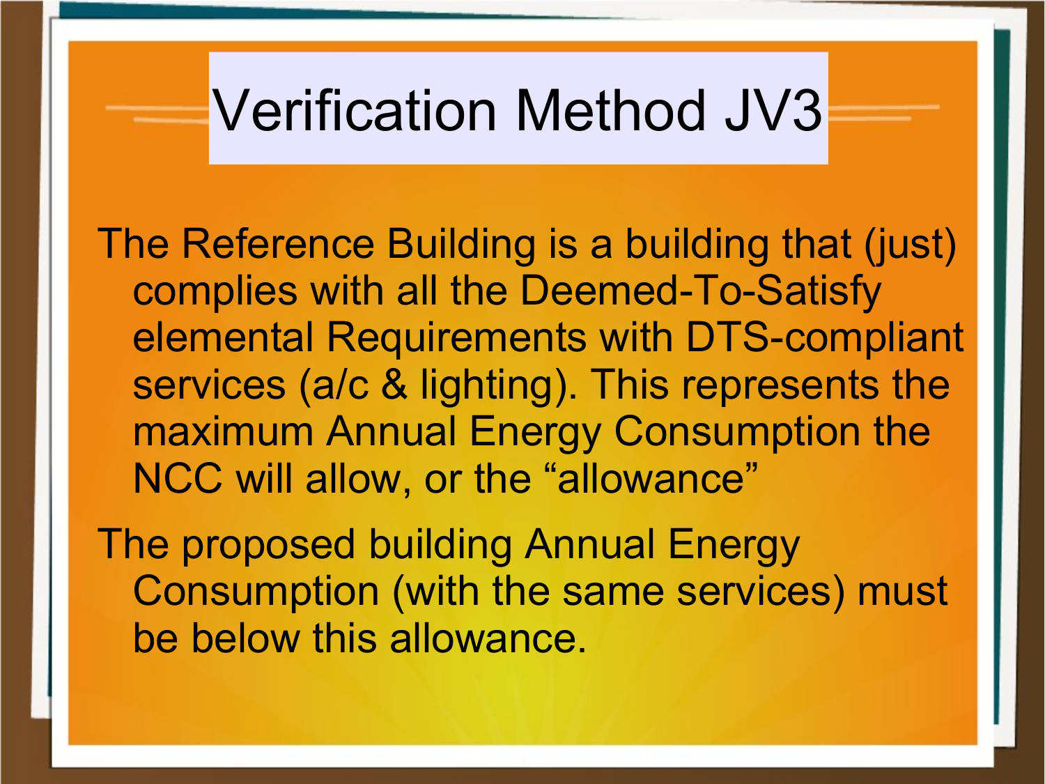# Verification Method JV3

The Reference Building is a building that (just) complies with all the Deemed-To-Satisfy elemental Requirements with DTS-compliant services (a/c & lighting). This represents the maximum Annual Energy Consumption the NCC will allow, or the “allowance”

The proposed building Annual Energy Consumption (with the same services) must be below this allowance.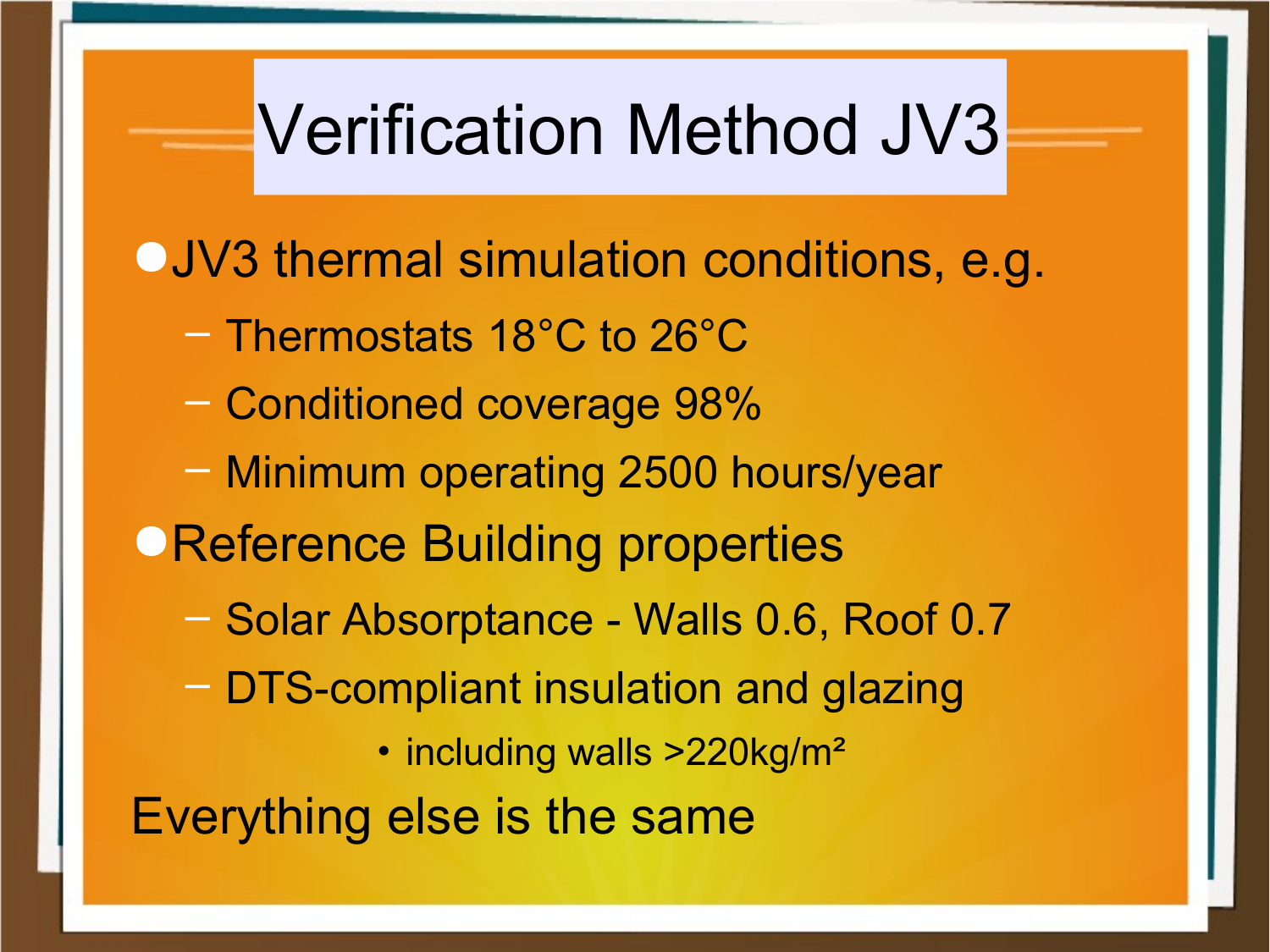# Verification Method JV3

- JV3 thermal simulation conditions, e.g.
  - Thermostats 18°C to 26°C
  - Conditioned coverage 98%
  - Minimum operating 2500 hours/year
- Reference Building properties
  - Solar Absorptance - Walls 0.6, Roof 0.7
  - DTS-compliant insulation and glazing
    - including walls >220kg/m²

Everything else is the same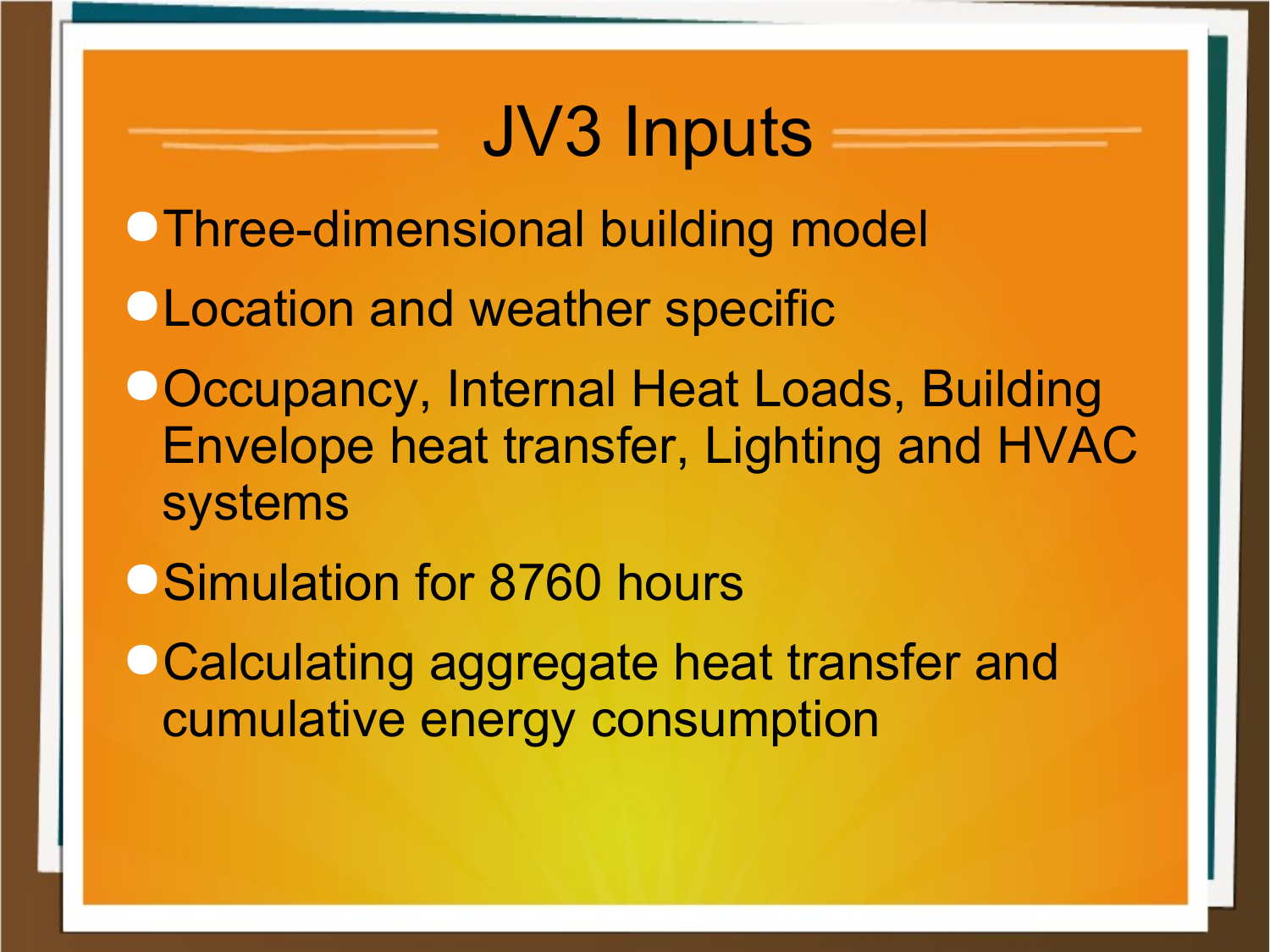# JV3 Inputs

- Three-dimensional building model
- Location and weather specific
- Occupancy, Internal Heat Loads, Building Envelope heat transfer, Lighting and HVAC systems
- Simulation for 8760 hours
- Calculating aggregate heat transfer and cumulative energy consumption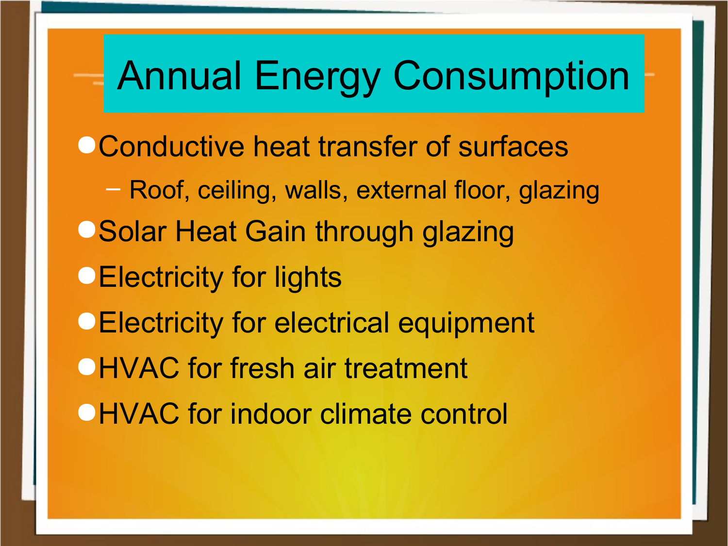# Annual Energy Consumption

- Conductive heat transfer of surfaces
  - Roof, ceiling, walls, external floor, glazing
- Solar Heat Gain through glazing
- Electricity for lights
- Electricity for electrical equipment
- HVAC for fresh air treatment
- HVAC for indoor climate control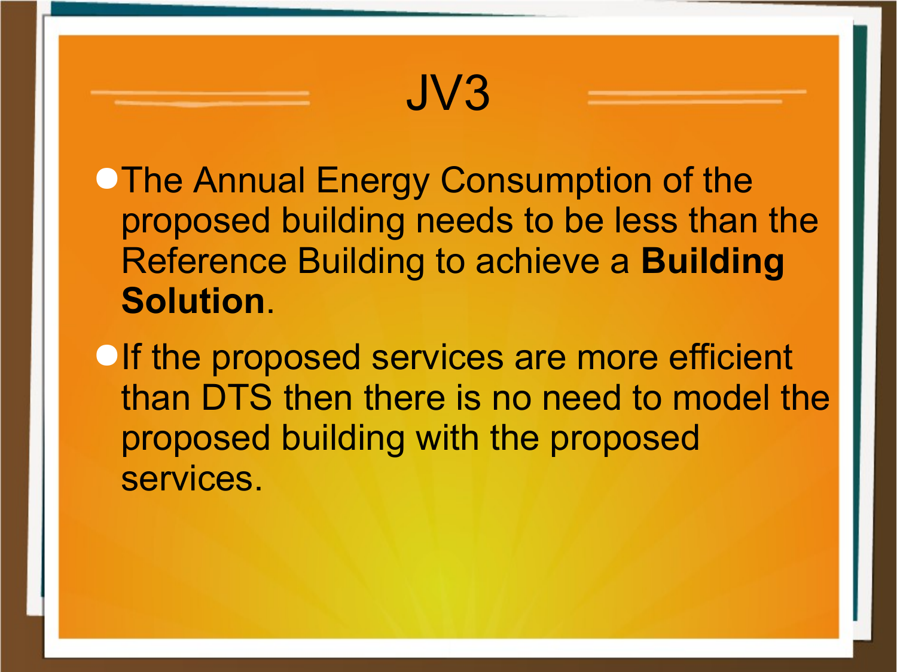# JV3

- The Annual Energy Consumption of the proposed building needs to be less than the Reference Building to achieve a **Building Solution**.
- If the proposed services are more efficient than DTS then there is no need to model the proposed building with the proposed services.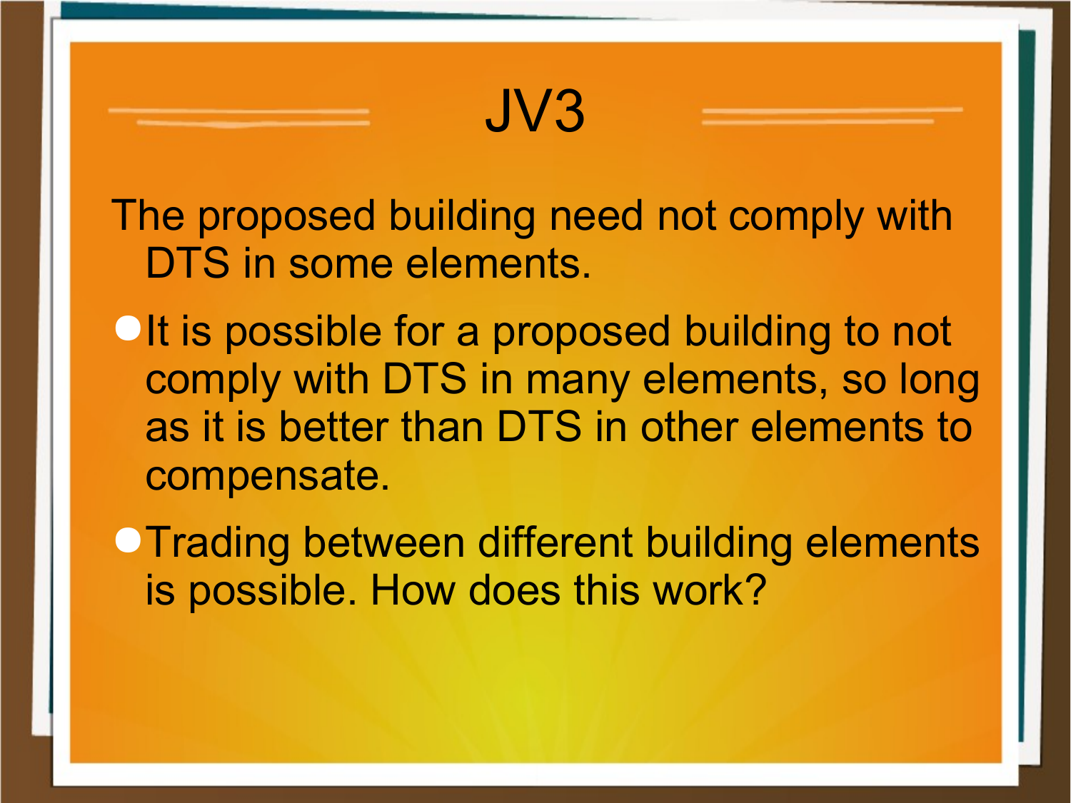# JV3

The proposed building need not comply with DTS in some elements.

- It is possible for a proposed building to not comply with DTS in many elements, so long as it is better than DTS in other elements to compensate.
- Trading between different building elements is possible. How does this work?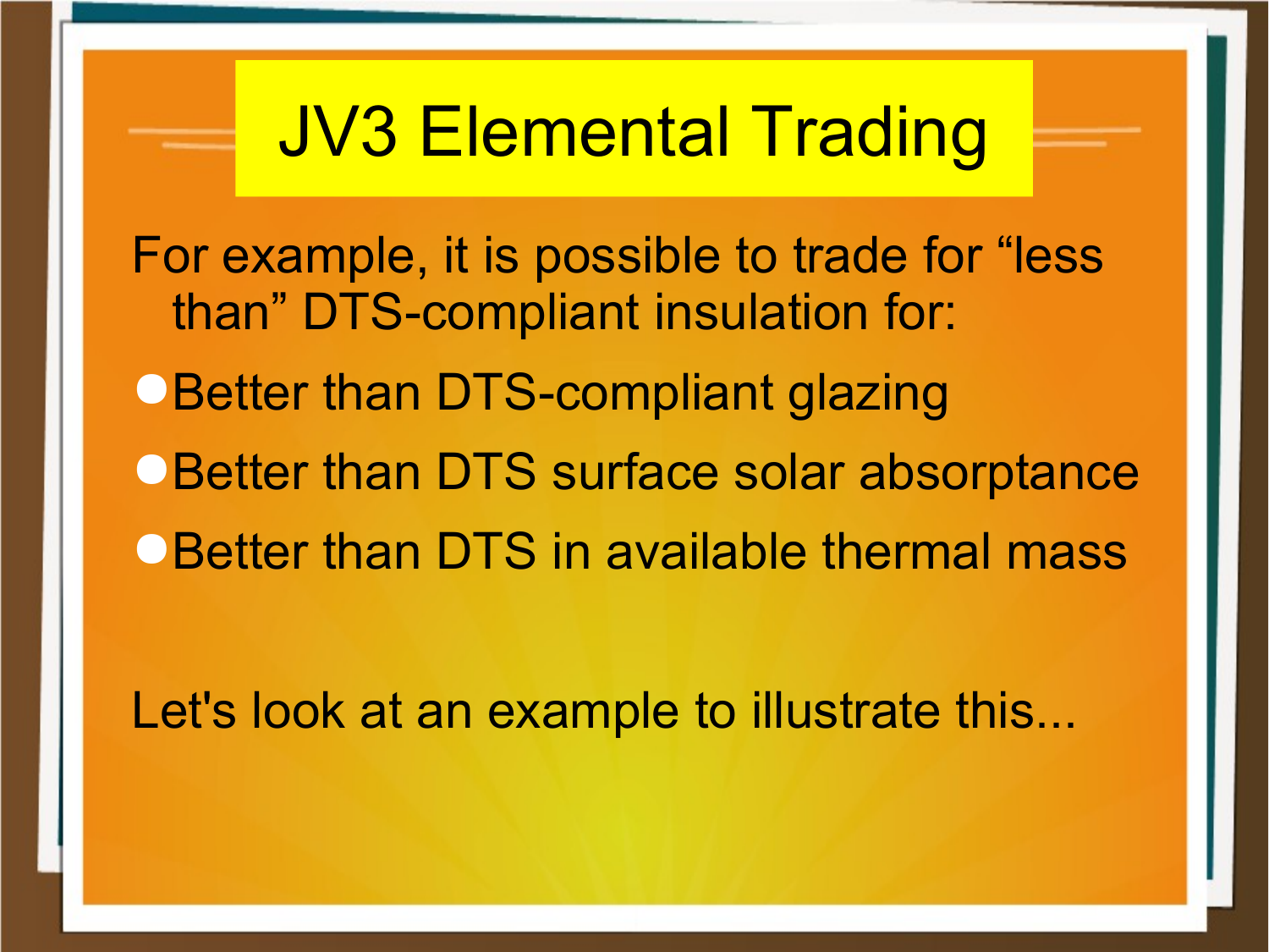# JV3 Elemental Trading

For example, it is possible to trade for “less than” DTS-compliant insulation for:

- Better than DTS-compliant glazing
- Better than DTS surface solar absorptance
- Better than DTS in available thermal mass

Let's look at an example to illustrate this...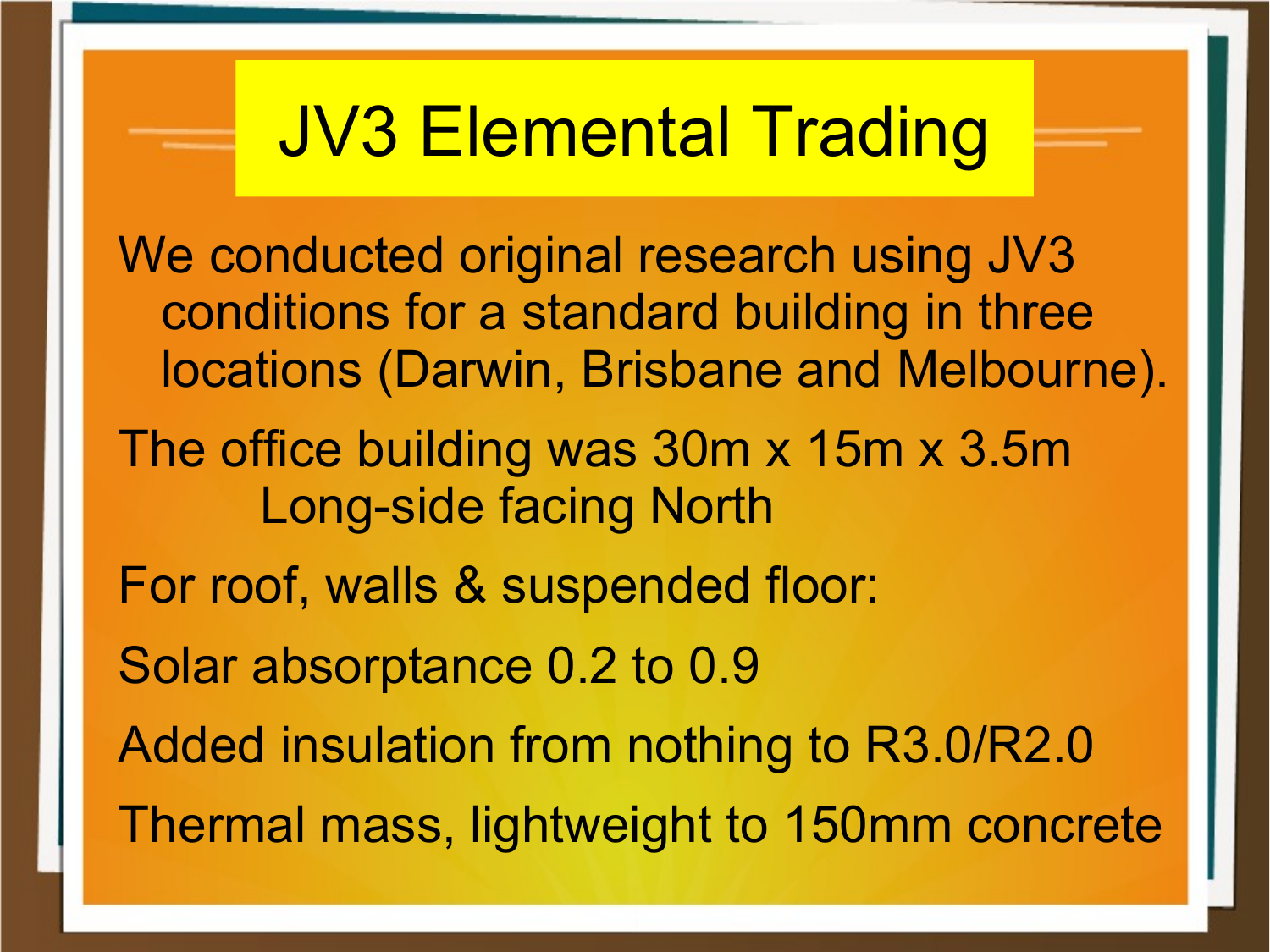# JV3 Elemental Trading

We conducted original research using JV3 conditions for a standard building in three locations (Darwin, Brisbane and Melbourne).

The office building was 30m x 15m x 3.5m
Long-side facing North

For roof, walls & suspended floor:

Solar absorptance 0.2 to 0.9

Added insulation from nothing to R3.0/R2.0

Thermal mass, lightweight to 150mm concrete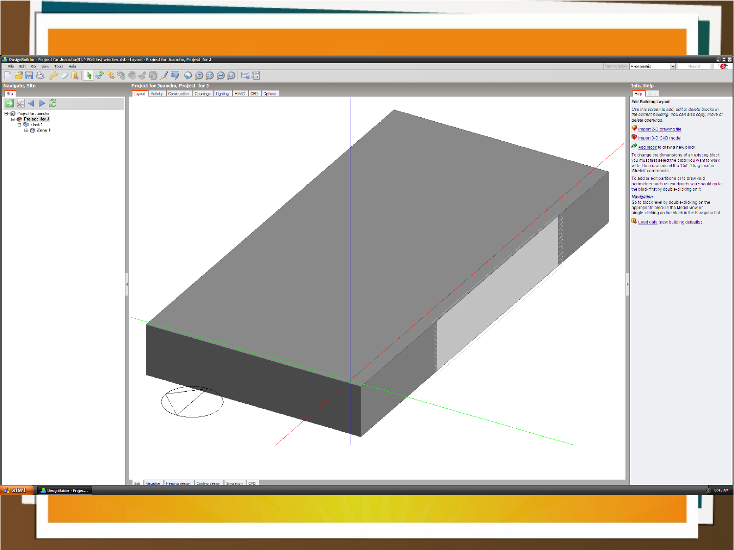DesignBuilder - Project for Juancho(R1.5 Wall Ins) window.dsb - Layout - Project for Juancho, Project for J

File Edit Go View Tools Help

**Navigate, Site**

Site

- Project for Juancho
  - Project for J
    - Block 1
      - Zone 1

**Project for Juancho, Project for J**

Layout | Activity | Construction | Openings | Lighting | HVAC | CFD | Options

Edit | Visualise | Heating design | Cooling design | Simulation | CFD

**Info, Help**

Help | Data

**Edit Building Layout**

*Use this screen to add, edit or delete blocks in the current building. You can also copy, move or delete openings.*

Import 2-D drawing file

Import 3-D CAD model

Add block to draw a new block

To change the dimensions of an existing block, you must first select the block you want to work with. Then use one of the 'Cut', 'Drag face' or 'Stretch' commands.

To add or edit partitions or to draw void perimeters such as courtyards you should go to the block first by double-clicking on it.

***Navigation***

Go to block level by double-clicking on the appropriate block in the Model view or single-clicking on the block in the Navigator list.

Load data (new building defaults)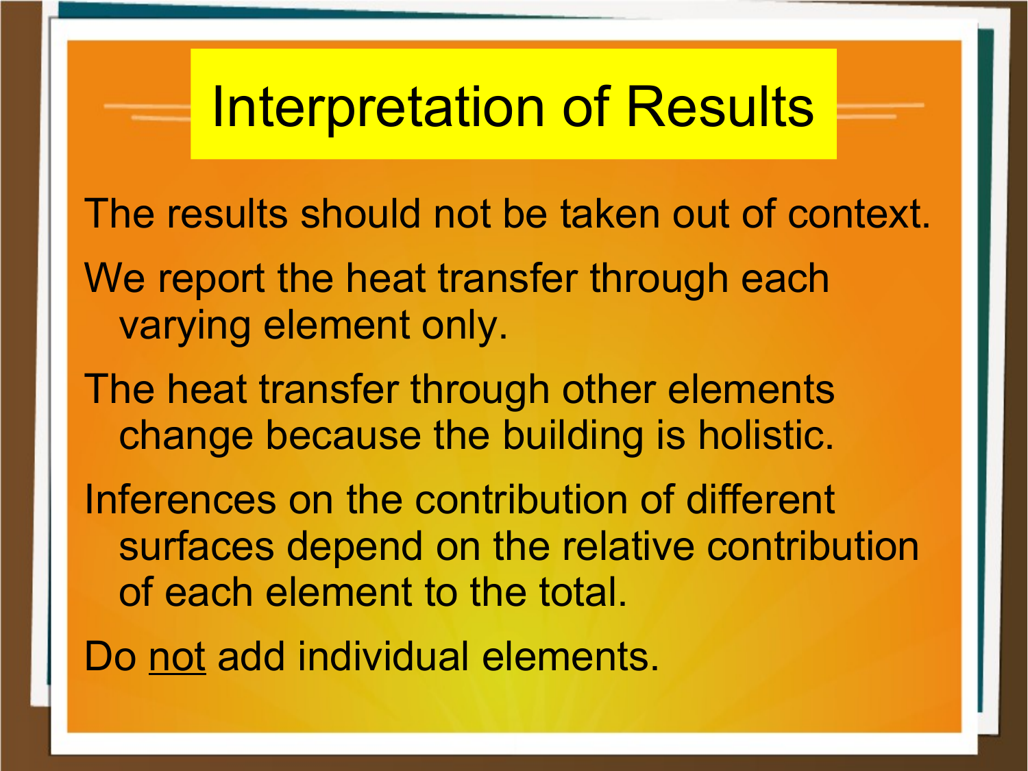# Interpretation of Results

The results should not be taken out of context.

We report the heat transfer through each varying element only.

The heat transfer through other elements change because the building is holistic.

Inferences on the contribution of different surfaces depend on the relative contribution of each element to the total.

Do <u>not</u> add individual elements.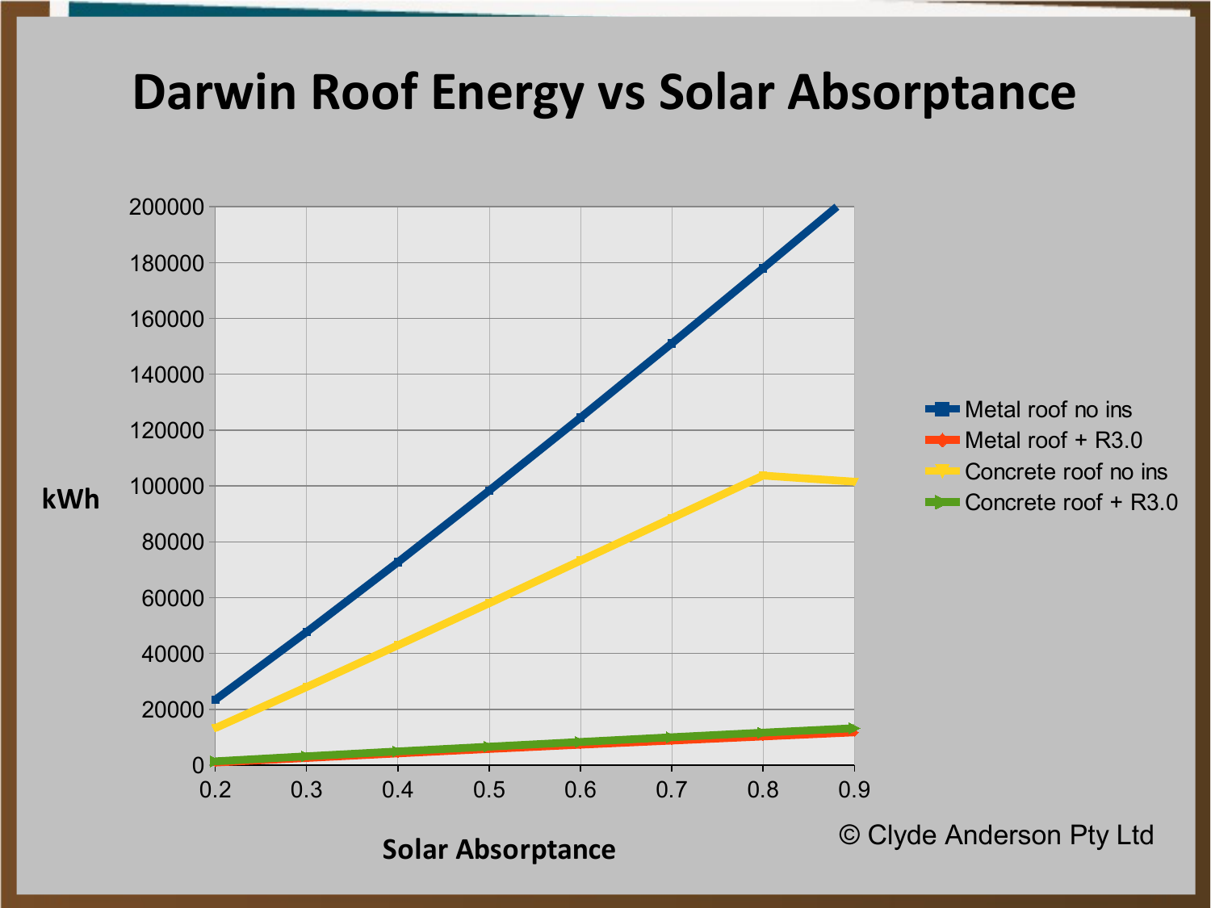# Darwin Roof Energy vs Solar Absorptance

kWh

Solar Absorptance

- Metal roof no ins
- Metal roof + R3.0
- Concrete roof no ins
- Concrete roof + R3.0

© Clyde Anderson Pty Ltd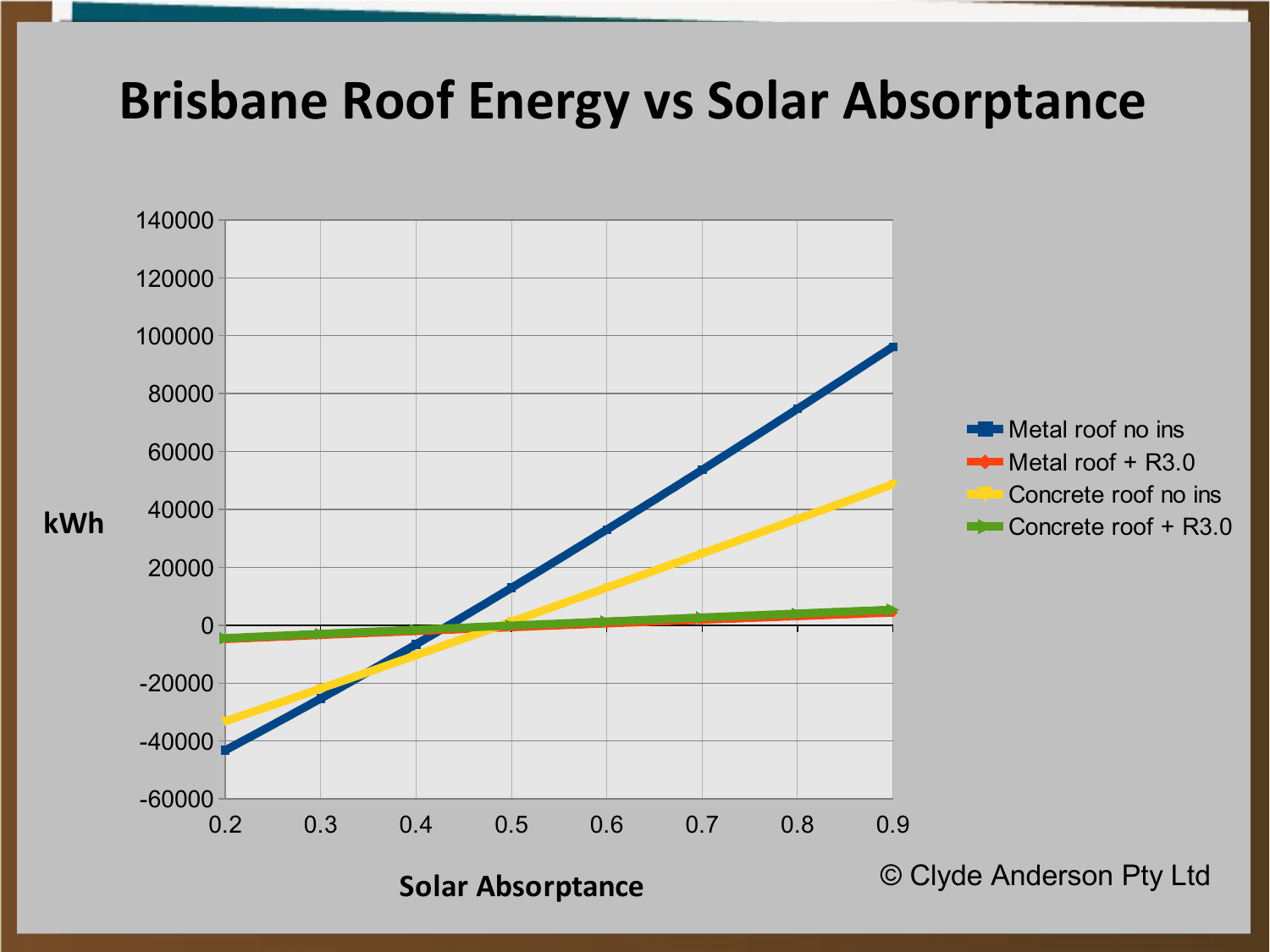# Brisbane Roof Energy vs Solar Absorptance

kWh

Solar Absorptance

- Metal roof no ins
- Metal roof + R3.0
- Concrete roof no ins
- Concrete roof + R3.0

© Clyde Anderson Pty Ltd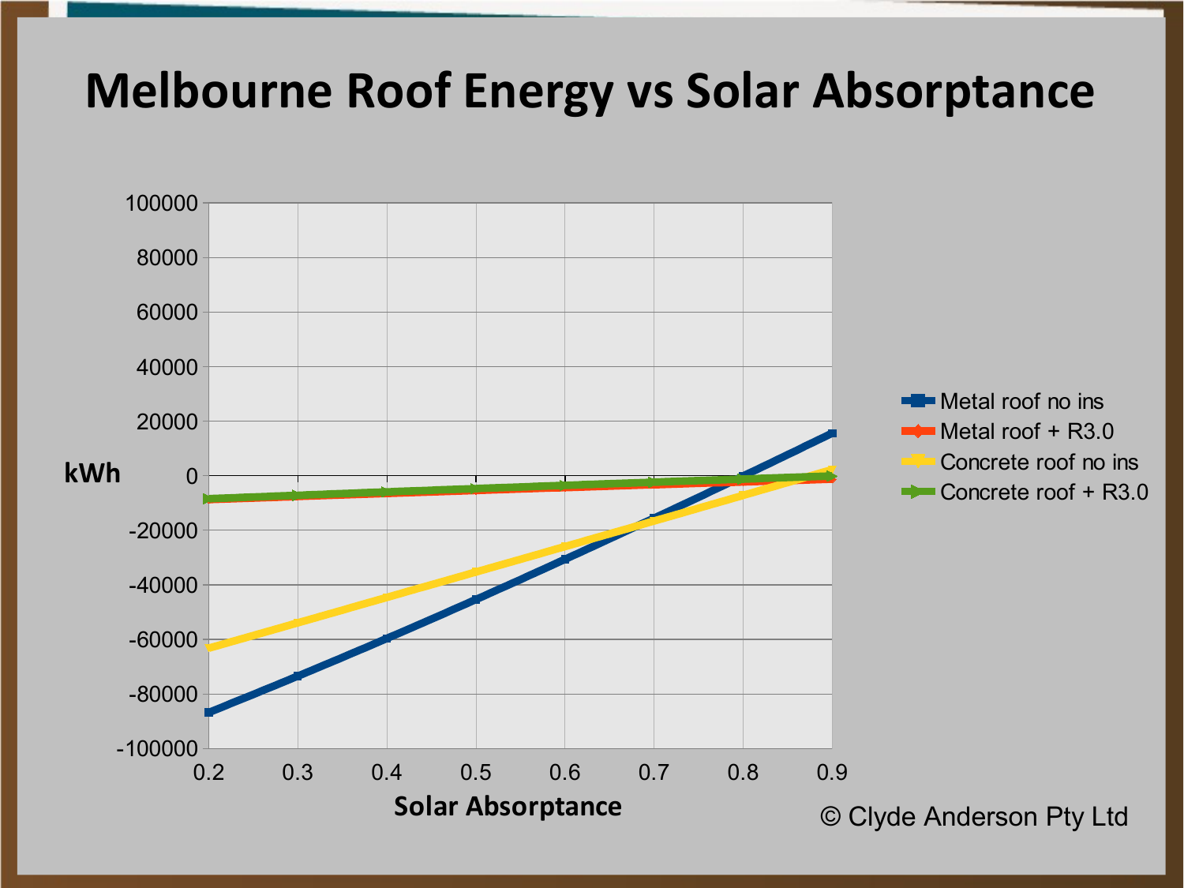# Melbourne Roof Energy vs Solar Absorptance

kWh

Solar Absorptance

- Metal roof no ins
- Metal roof + R3.0
- Concrete roof no ins
- Concrete roof + R3.0

© Clyde Anderson Pty Ltd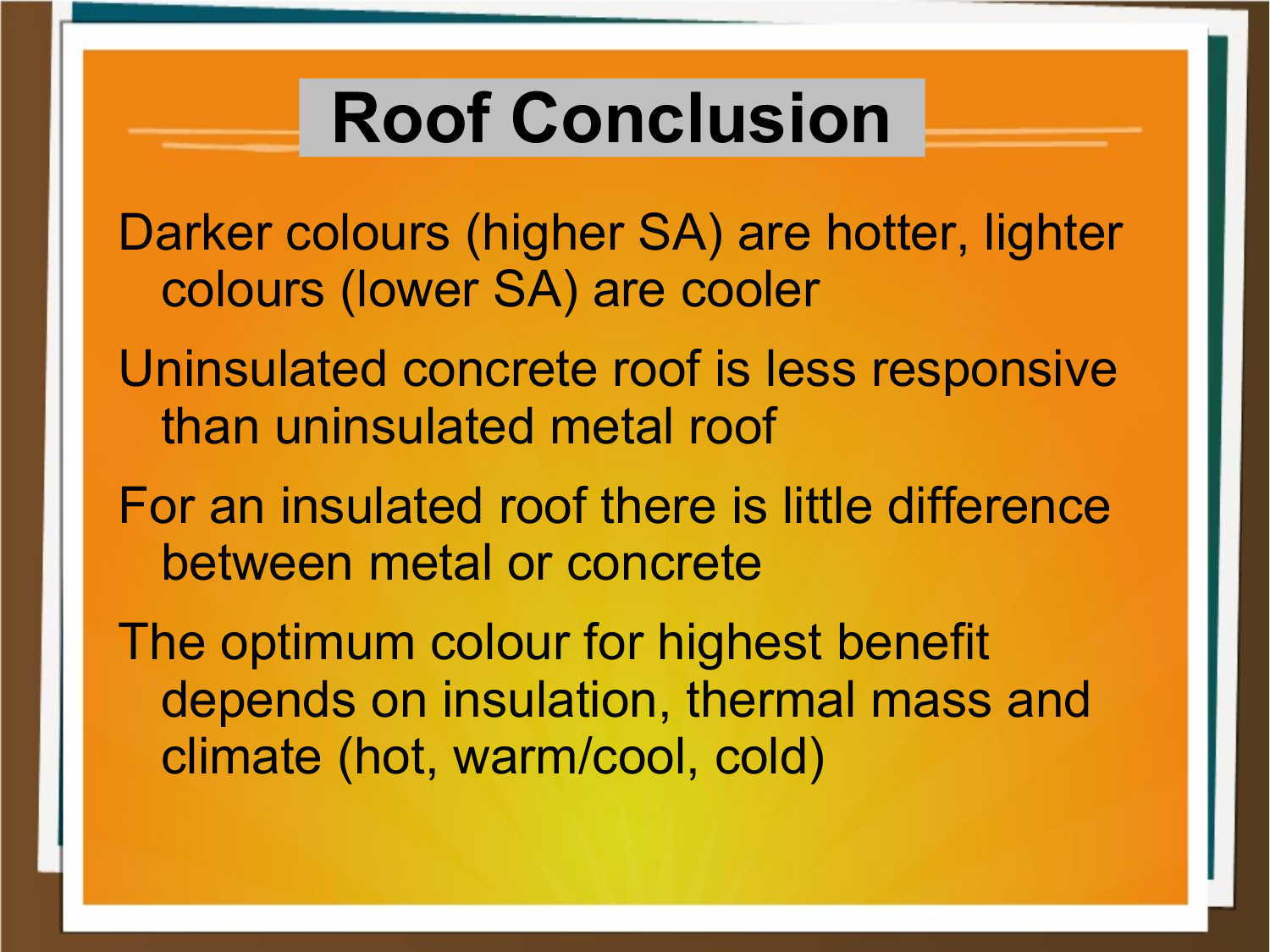# Roof Conclusion

- Darker colours (higher SA) are hotter, lighter colours (lower SA) are cooler
- Uninsulated concrete roof is less responsive than uninsulated metal roof
- For an insulated roof there is little difference between metal or concrete
- The optimum colour for highest benefit depends on insulation, thermal mass and climate (hot, warm/cool, cold)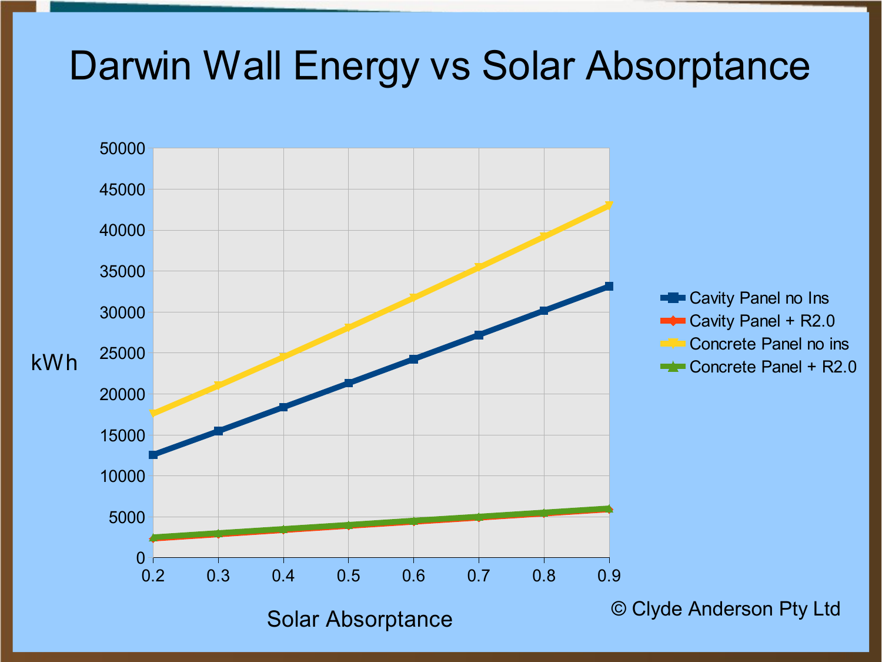# Darwin Wall Energy vs Solar Absorptance

kWh

Solar Absorptance

- Cavity Panel no Ins
- Cavity Panel + R2.0
- Concrete Panel no ins
- Concrete Panel + R2.0

© Clyde Anderson Pty Ltd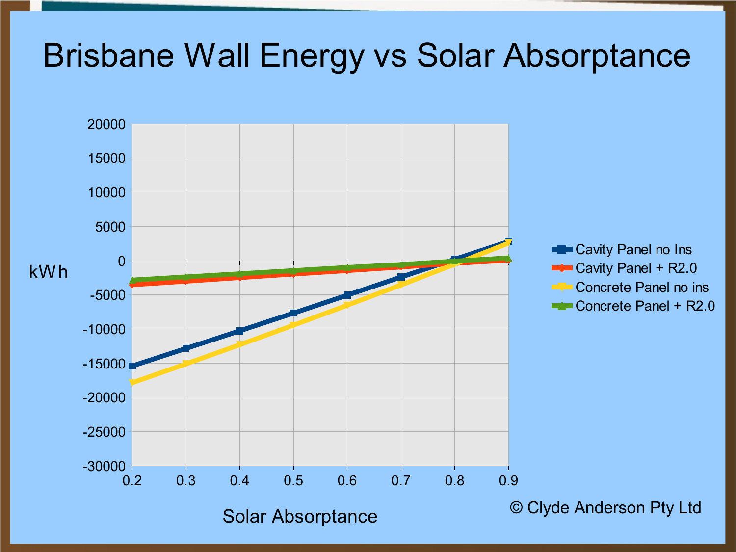# Brisbane Wall Energy vs Solar Absorptance

kWh

Solar Absorptance

- Cavity Panel no Ins
- Cavity Panel + R2.0
- Concrete Panel no ins
- Concrete Panel + R2.0

© Clyde Anderson Pty Ltd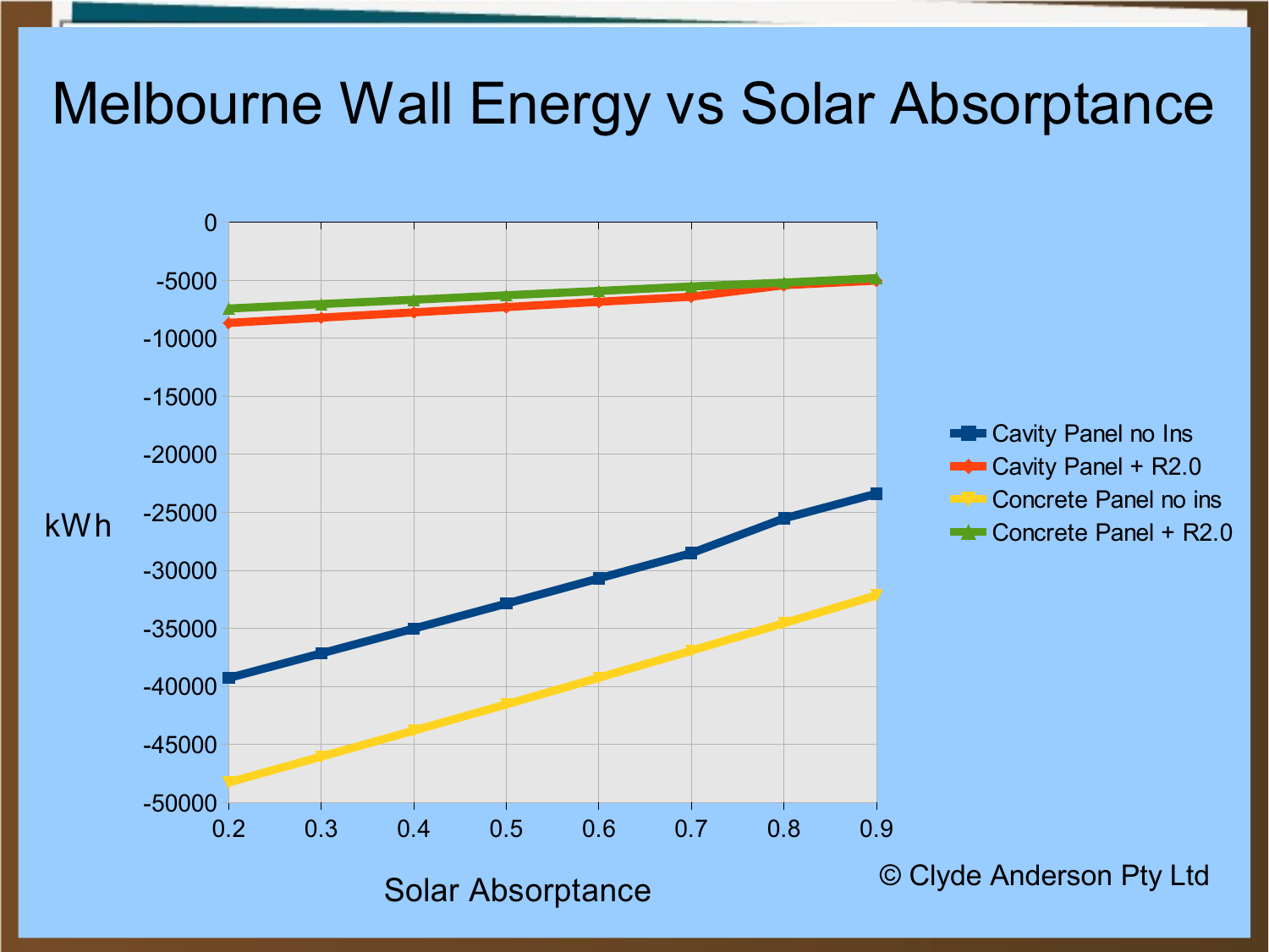# Melbourne Wall Energy vs Solar Absorptance

kWh

Solar Absorptance

- Cavity Panel no Ins
- Cavity Panel + R2.0
- Concrete Panel no ins
- Concrete Panel + R2.0

© Clyde Anderson Pty Ltd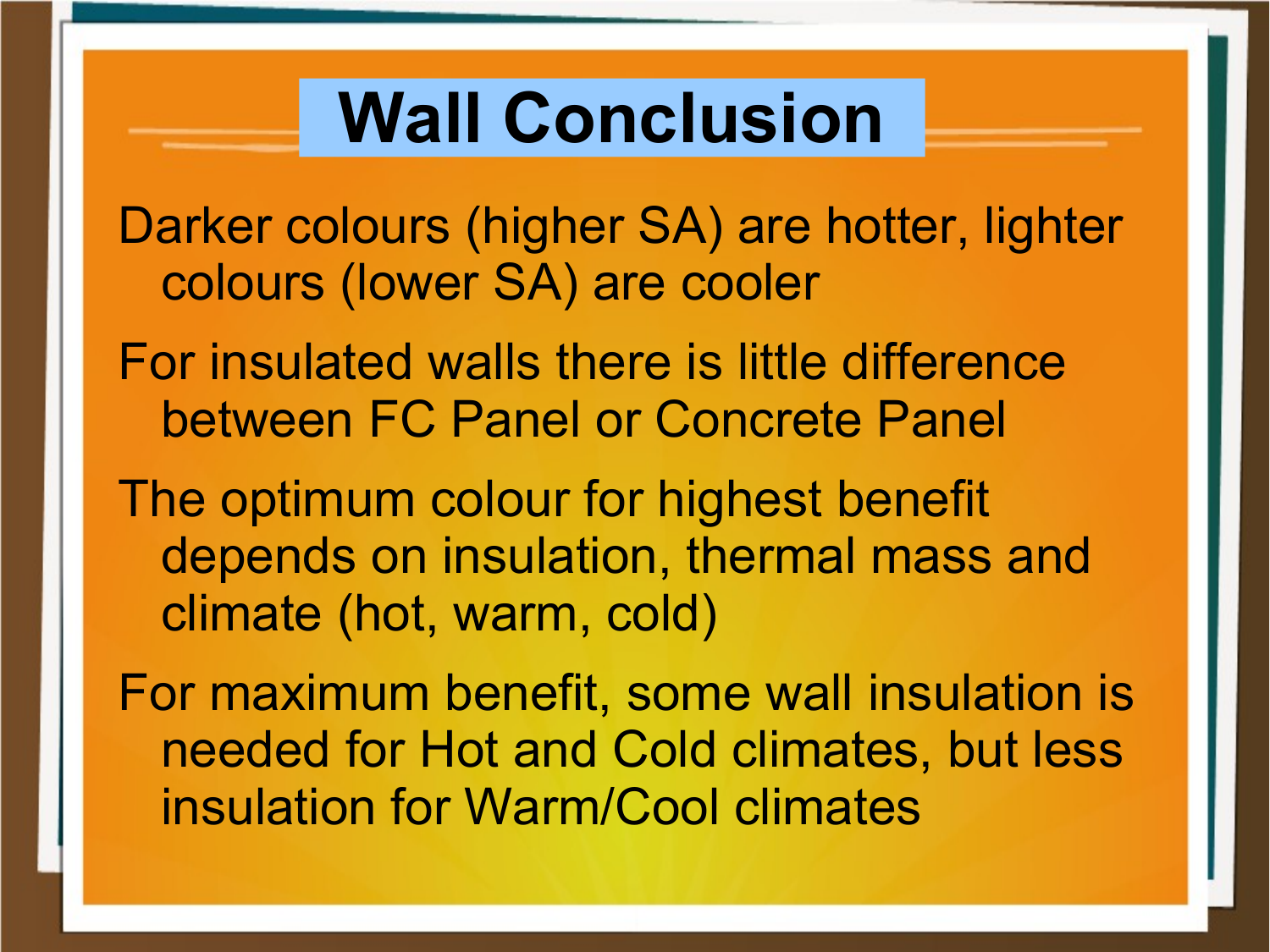# Wall Conclusion

- Darker colours (higher SA) are hotter, lighter colours (lower SA) are cooler
- For insulated walls there is little difference between FC Panel or Concrete Panel
- The optimum colour for highest benefit depends on insulation, thermal mass and climate (hot, warm, cold)
- For maximum benefit, some wall insulation is needed for Hot and Cold climates, but less insulation for Warm/Cool climates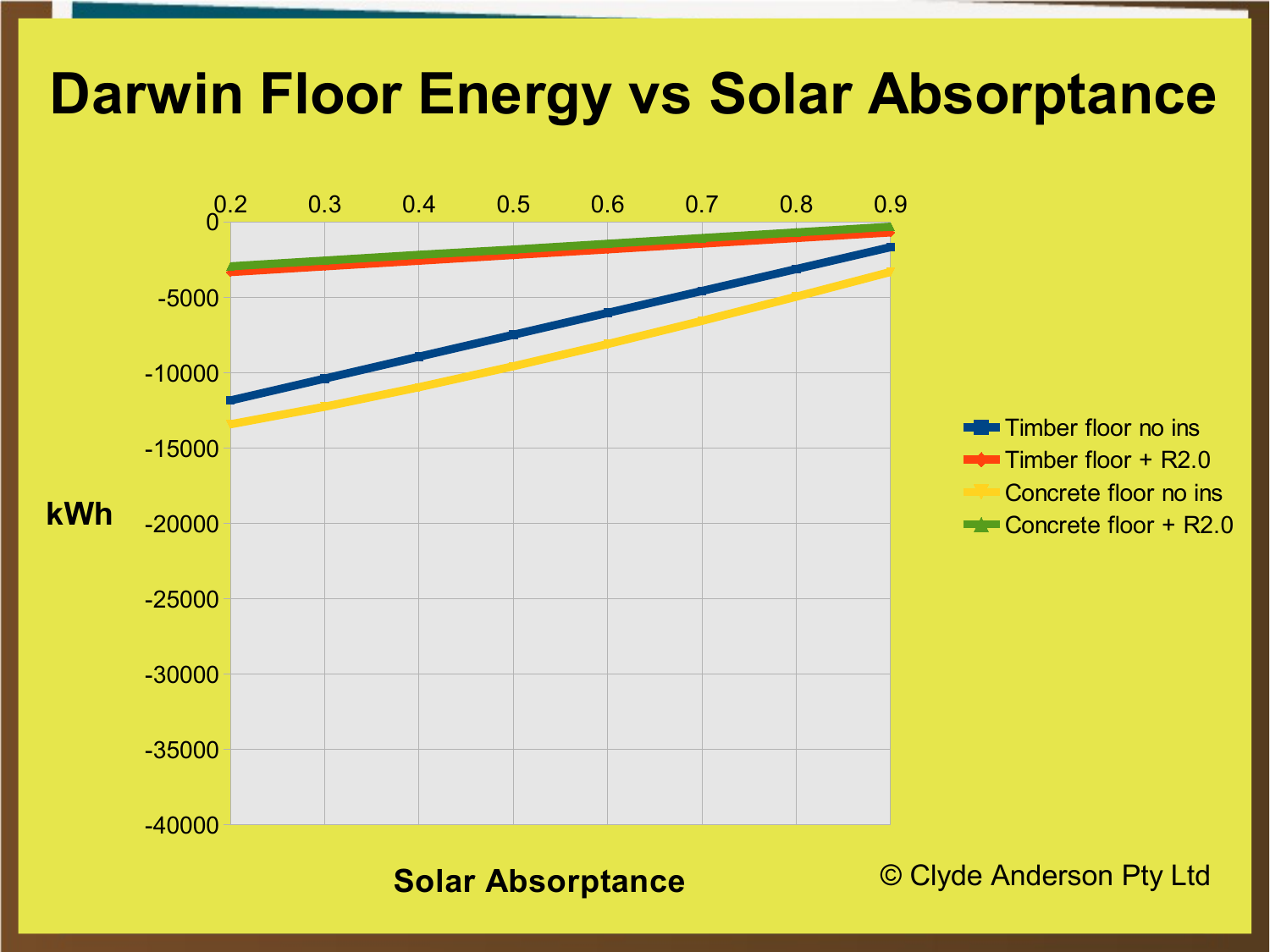# Darwin Floor Energy vs Solar Absorptance

kWh

Solar Absorptance

- Timber floor no ins
- Timber floor + R2.0
- Concrete floor no ins
- Concrete floor + R2.0

© Clyde Anderson Pty Ltd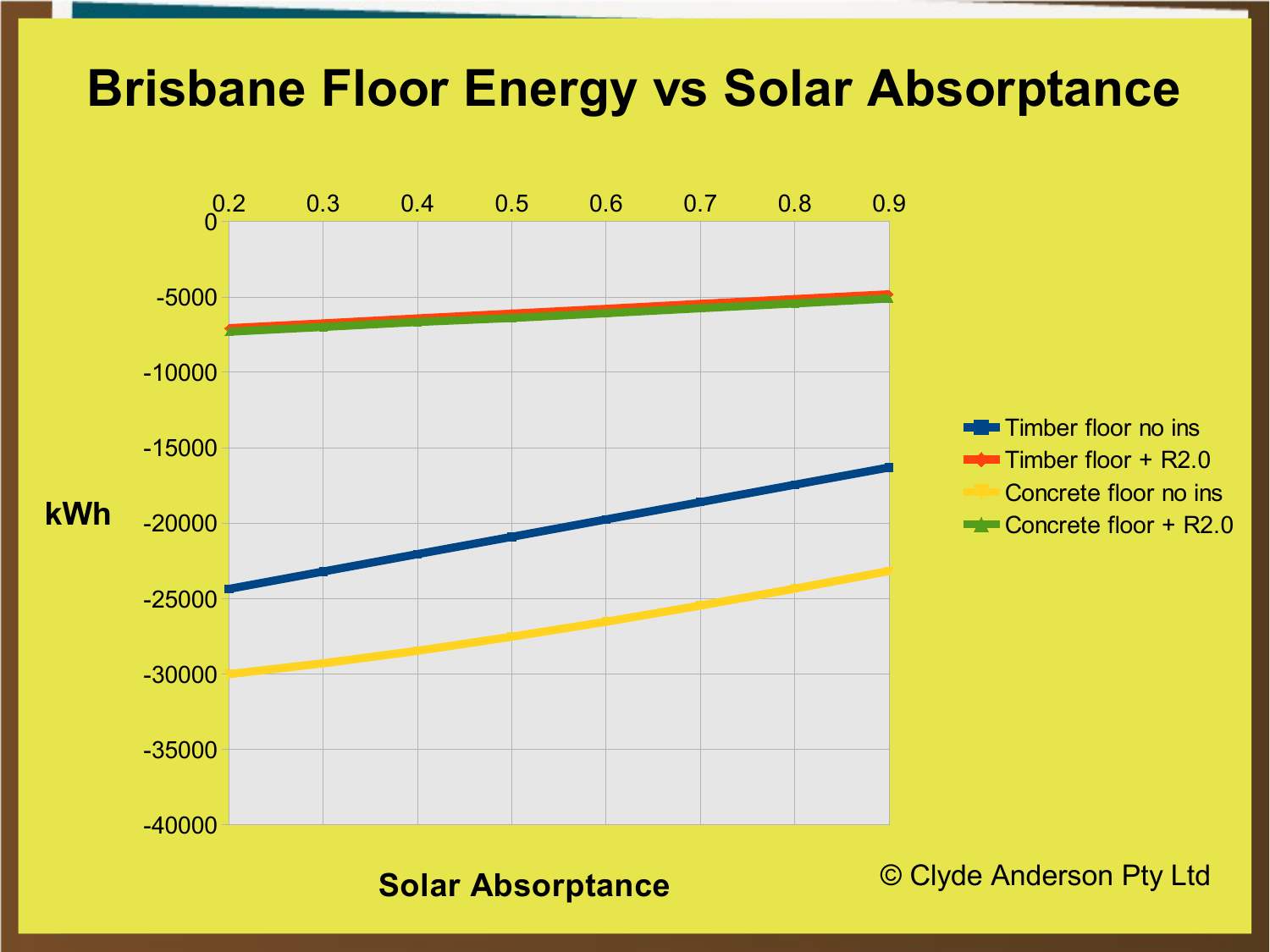# Brisbane Floor Energy vs Solar Absorptance

| Solar Absorptance | 0.2 | 0.3 | 0.4 | 0.5 | 0.6 | 0.7 | 0.8 | 0.9 |
|---|---|---|---|---|---|---|---|---|

kWh (y-axis): 0, -5000, -10000, -15000, -20000, -25000, -30000, -35000, -40000

Legend:
- Timber floor no ins
- Timber floor + R2.0
- Concrete floor no ins
- Concrete floor + R2.0

Solar Absorptance

© Clyde Anderson Pty Ltd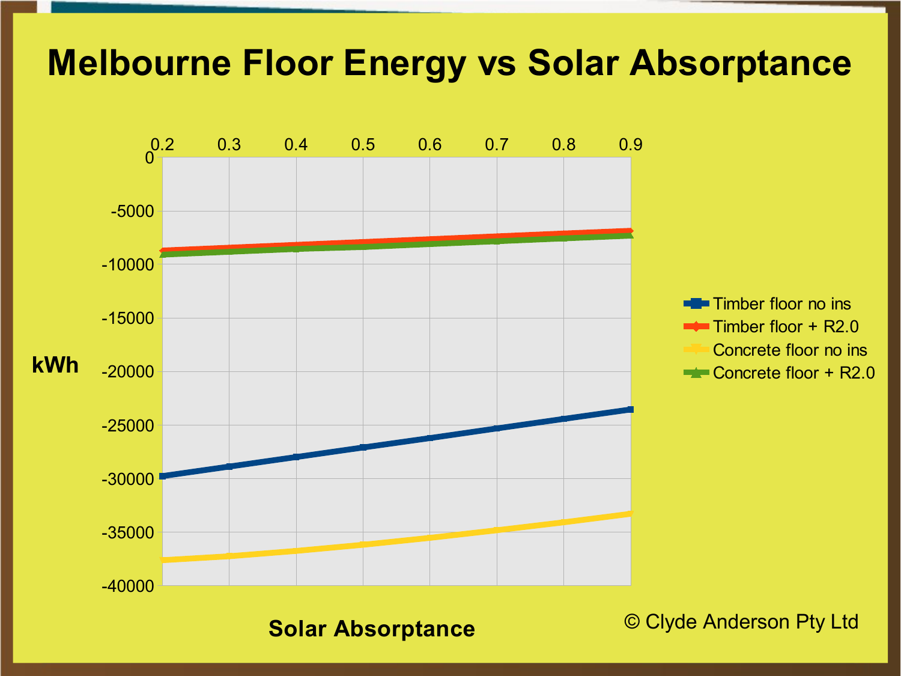# Melbourne Floor Energy vs Solar Absorptance

| Solar Absorptance | 0.2 | 0.3 | 0.4 | 0.5 | 0.6 | 0.7 | 0.8 | 0.9 |
|---|---|---|---|---|---|---|---|---|

kWh

Timber floor no ins

Timber floor + R2.0

Concrete floor no ins

Concrete floor + R2.0

Solar Absorptance

© Clyde Anderson Pty Ltd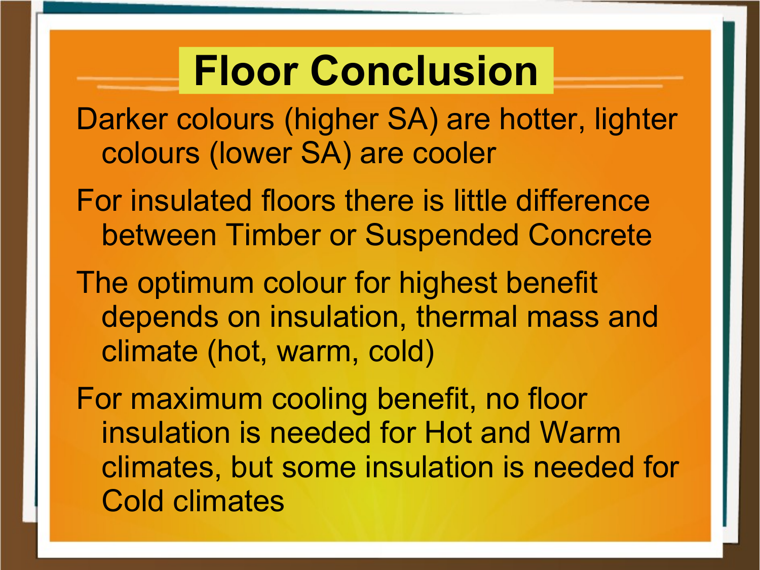# Floor Conclusion

Darker colours (higher SA) are hotter, lighter colours (lower SA) are cooler

For insulated floors there is little difference between Timber or Suspended Concrete

The optimum colour for highest benefit depends on insulation, thermal mass and climate (hot, warm, cold)

For maximum cooling benefit, no floor insulation is needed for Hot and Warm climates, but some insulation is needed for Cold climates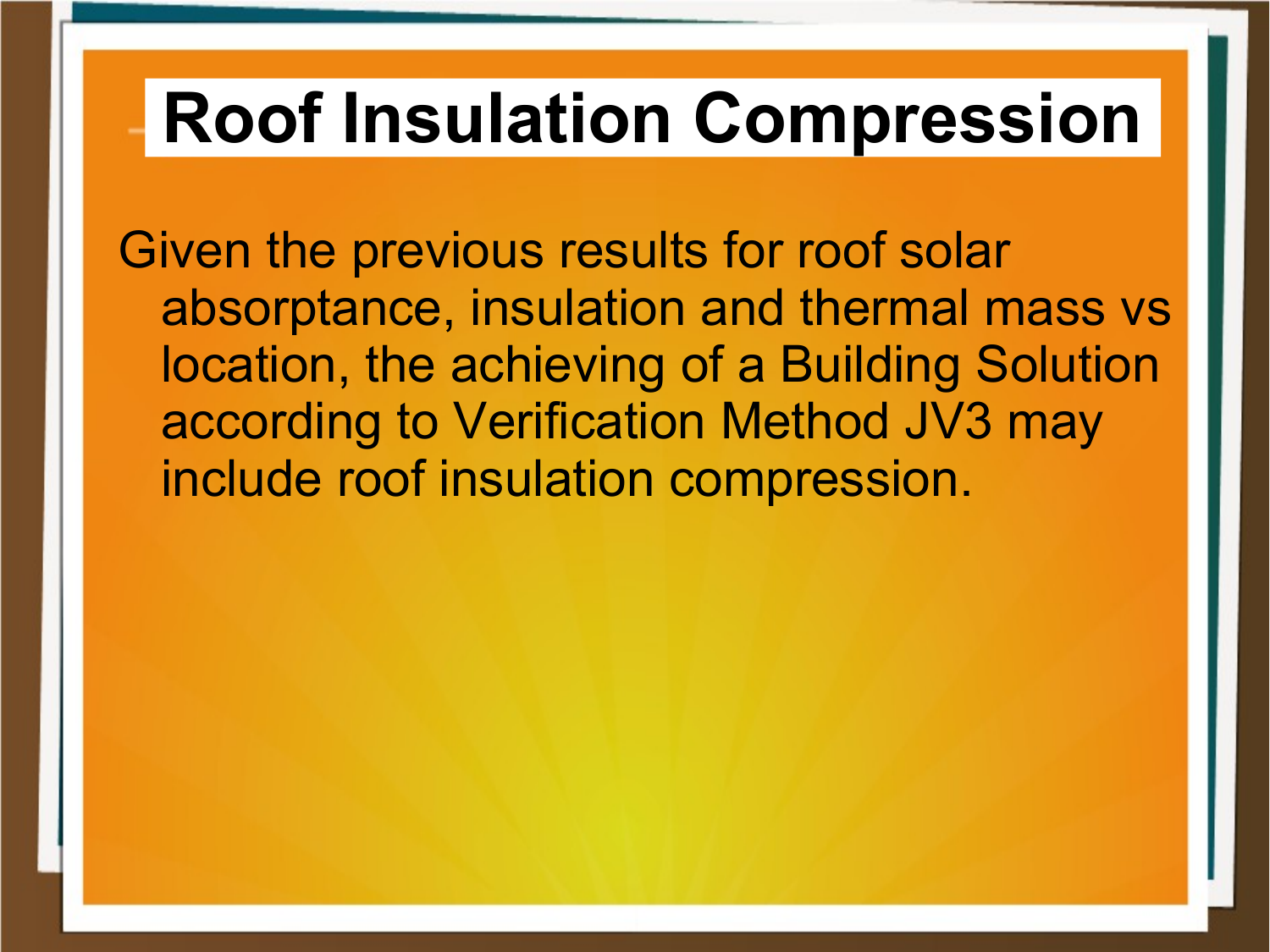# Roof Insulation Compression

Given the previous results for roof solar absorptance, insulation and thermal mass vs location, the achieving of a Building Solution according to Verification Method JV3 may include roof insulation compression.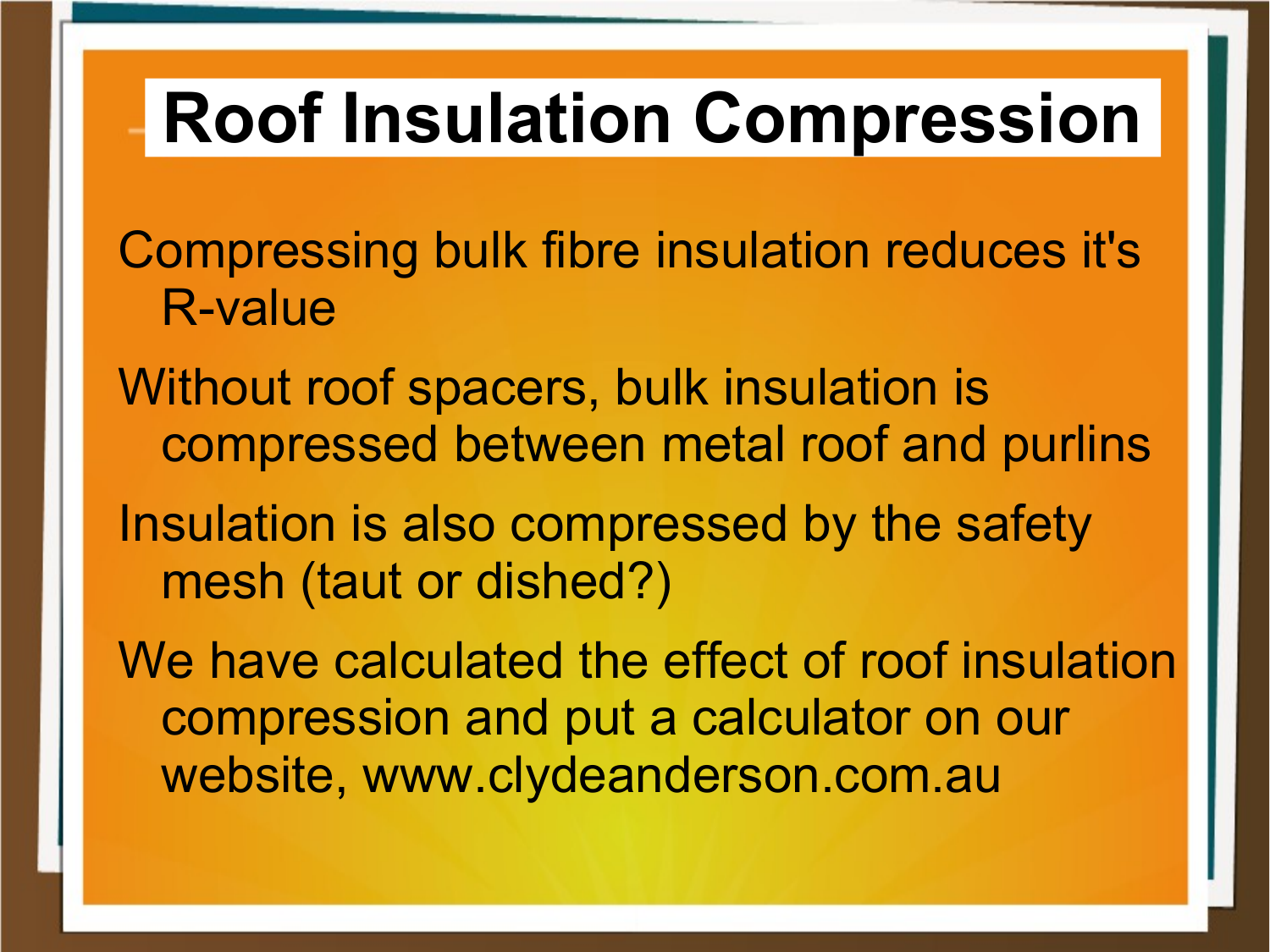# Roof Insulation Compression

- Compressing bulk fibre insulation reduces it's R-value
- Without roof spacers, bulk insulation is compressed between metal roof and purlins
- Insulation is also compressed by the safety mesh (taut or dished?)
- We have calculated the effect of roof insulation compression and put a calculator on our website, www.clydeanderson.com.au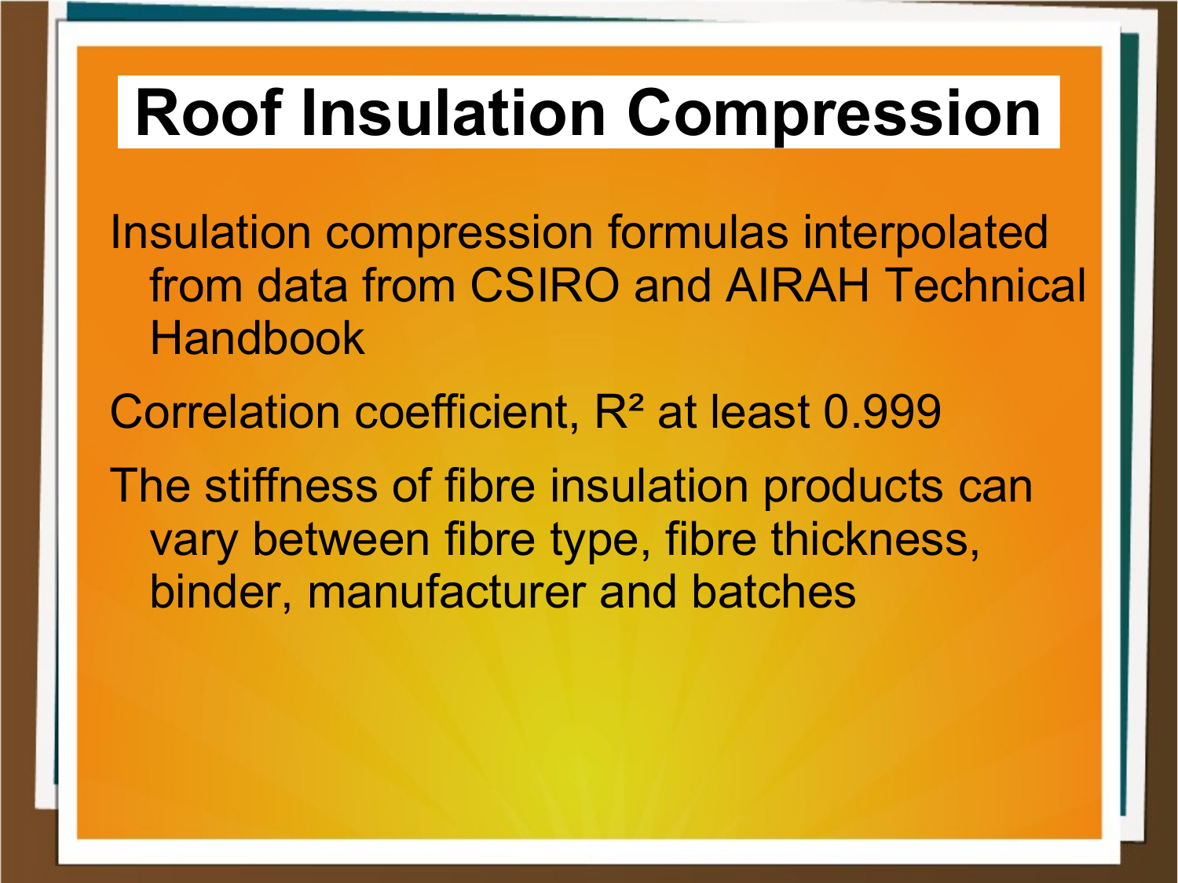# Roof Insulation Compression

Insulation compression formulas interpolated from data from CSIRO and AIRAH Technical Handbook

Correlation coefficient, $R^2$ at least 0.999

The stiffness of fibre insulation products can vary between fibre type, fibre thickness, binder, manufacturer and batches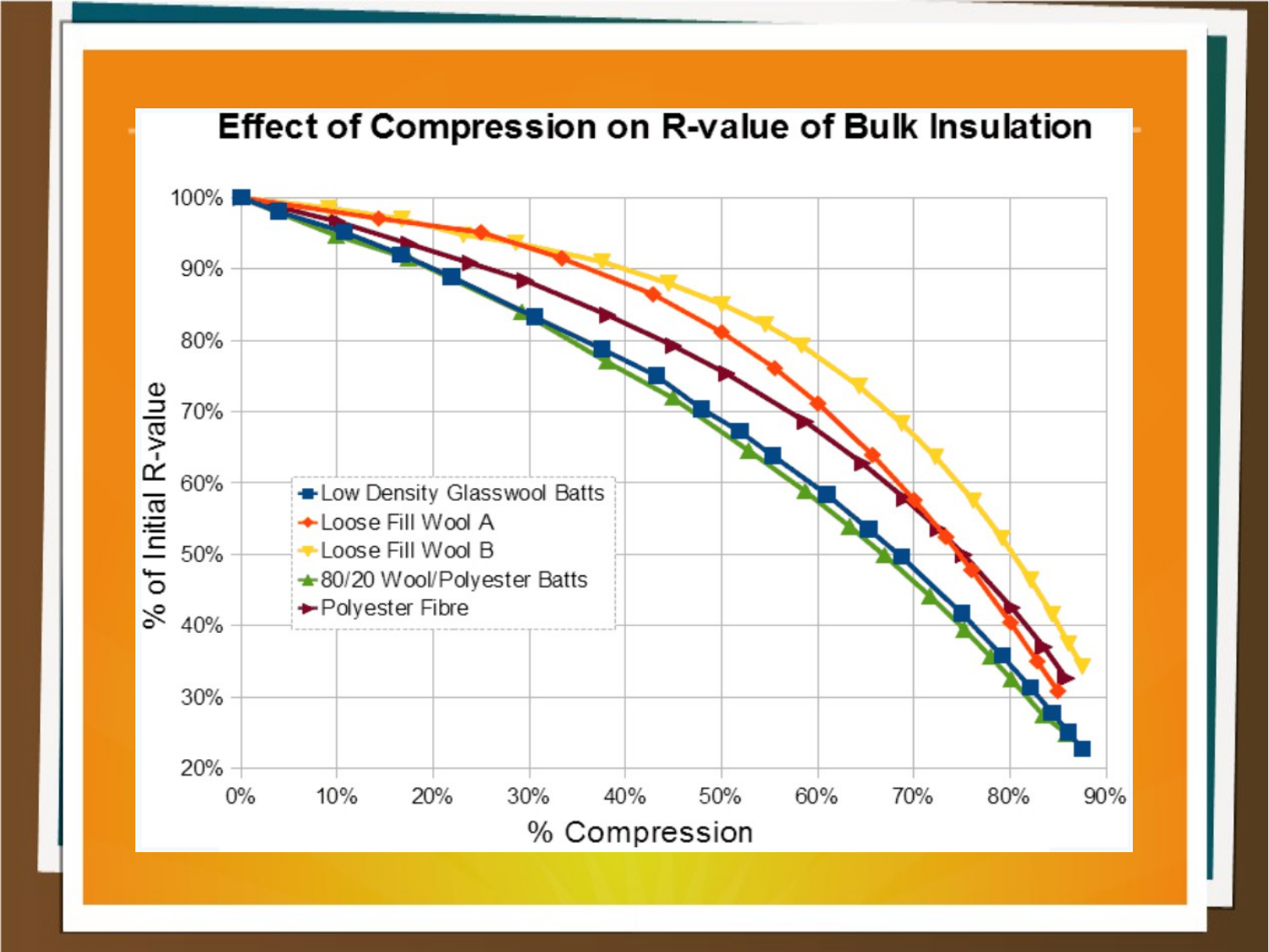# Effect of Compression on R-value of Bulk Insulation

% of Initial R-value

% Compression

- Low Density Glasswool Batts
- Loose Fill Wool A
- Loose Fill Wool B
- 80/20 Wool/Polyester Batts
- Polyester Fibre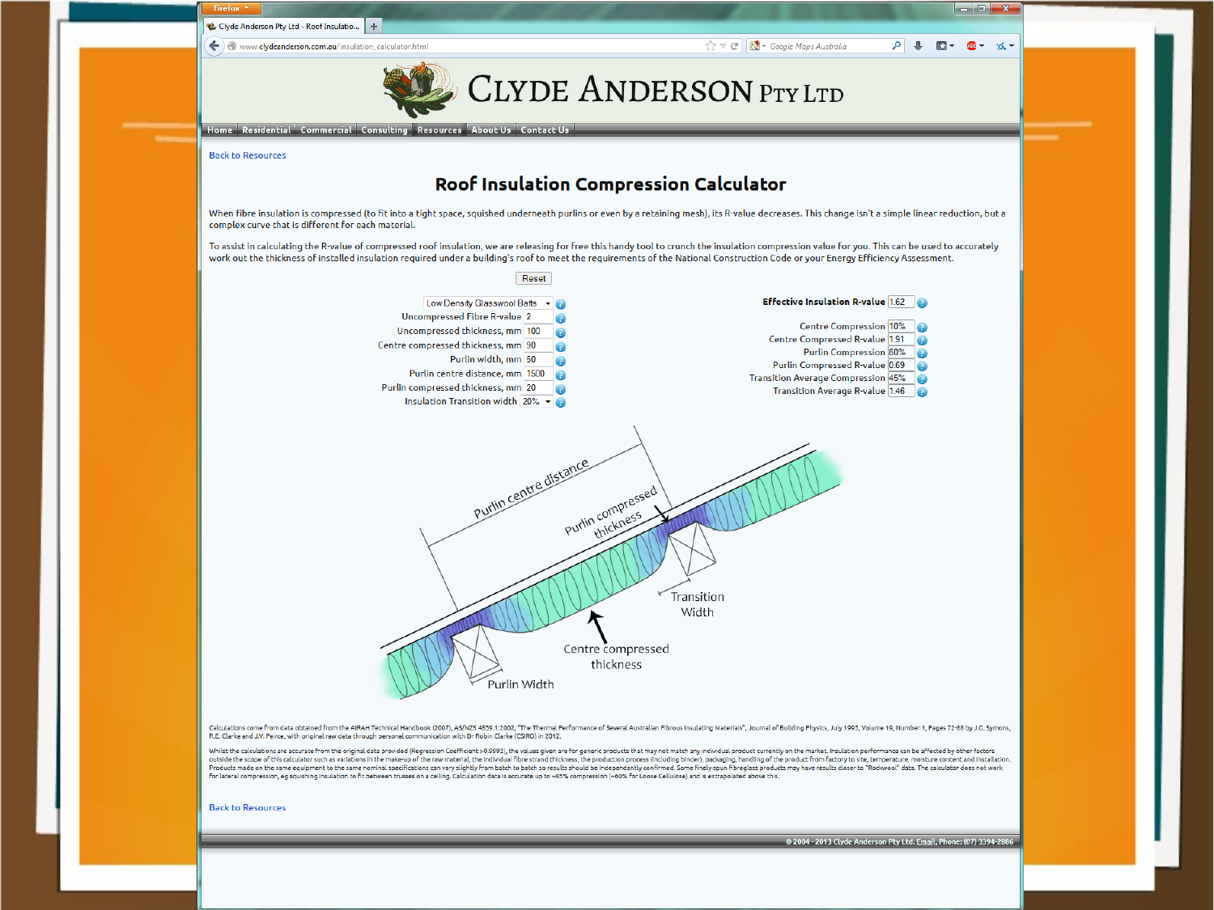Back to Resources

# Roof Insulation Compression Calculator

When fibre insulation is compressed (to fit into a tight space, squished underneath purlins or even by a retaining mesh), its R-value decreases. This change isn't a simple linear reduction, but a complex curve that is different for each material.

To assist in calculating the R-value of compressed roof insulation, we are releasing for free this handy tool to crunch the insulation compression value for you. This can be used to accurately work out the thickness of installed insulation required under a building's roof to meet the requirements of the National Construction Code or your Energy Efficiency Assessment.

Reset

| Input | Value |
|---|---|
| (Material) | Low Density Glasswool Batts |
| Uncompressed Fibre R-value | 2 |
| Uncompressed thickness, mm | 100 |
| Centre compressed thickness, mm | 90 |
| Purlin width, mm | 50 |
| Purlin centre distance, mm | 1500 |
| Purlin compressed thickness, mm | 20 |
| Insulation Transition width | 20% |

| Output | Value |
|---|---|
| **Effective Insulation R-value** | 1.62 |
| Centre Compression | 10% |
| Centre Compressed R-value | 1.91 |
| Purlin Compression | 80% |
| Purlin Compressed R-value | 0.69 |
| Transition Average Compression | 45% |
| Transition Average R-value | 1.46 |

Purlin centre distance · Purlin compressed thickness · Transition Width · Centre compressed thickness · Purlin Width

Calculations come from data obtained from the AIRAH Technical Handbook (2007), AS/NZS 4859.1:2002, "The Thermal Performance of Several Australian Fibrous Insulating Materials", Journal of Building Physics, July 1995, Volume 19, Number 1, Pages 72-88 by J.C. Symons, R.E. Clarke and J.V. Peirce, with original raw data through personal communication with Dr Robin Clarke (CSIRO) in 2012.

Whilst the calculations are accurate from the original data provided (Regression Coefficient >0.9992), the values given are for generic products that may not match any individual product currently on the market. Insulation performance can be affected by other factors outside the scope of this calculator such as variations in the make-up of the raw material, the individual fibre strand thickness, the production process (including binder), packaging, handling of the product from factory to site, temperature, moisture content and installation. Products made on the same equipment to the same nominal specifications can vary slightly from batch to batch so results should be independently confirmed. Some finely-spun fibreglass products may have results closer to "Rockwool" data. The calculator does not work for lateral compression, eg squishing insulation to fit between trusses on a ceiling. Calculation data is accurate up to ~85% compression (~60% for Loose Cellulose) and is extrapolated above this.

Back to Resources

© 2004 - 2013 Clyde Anderson Pty Ltd. Email, Phone: (07) 3394-2886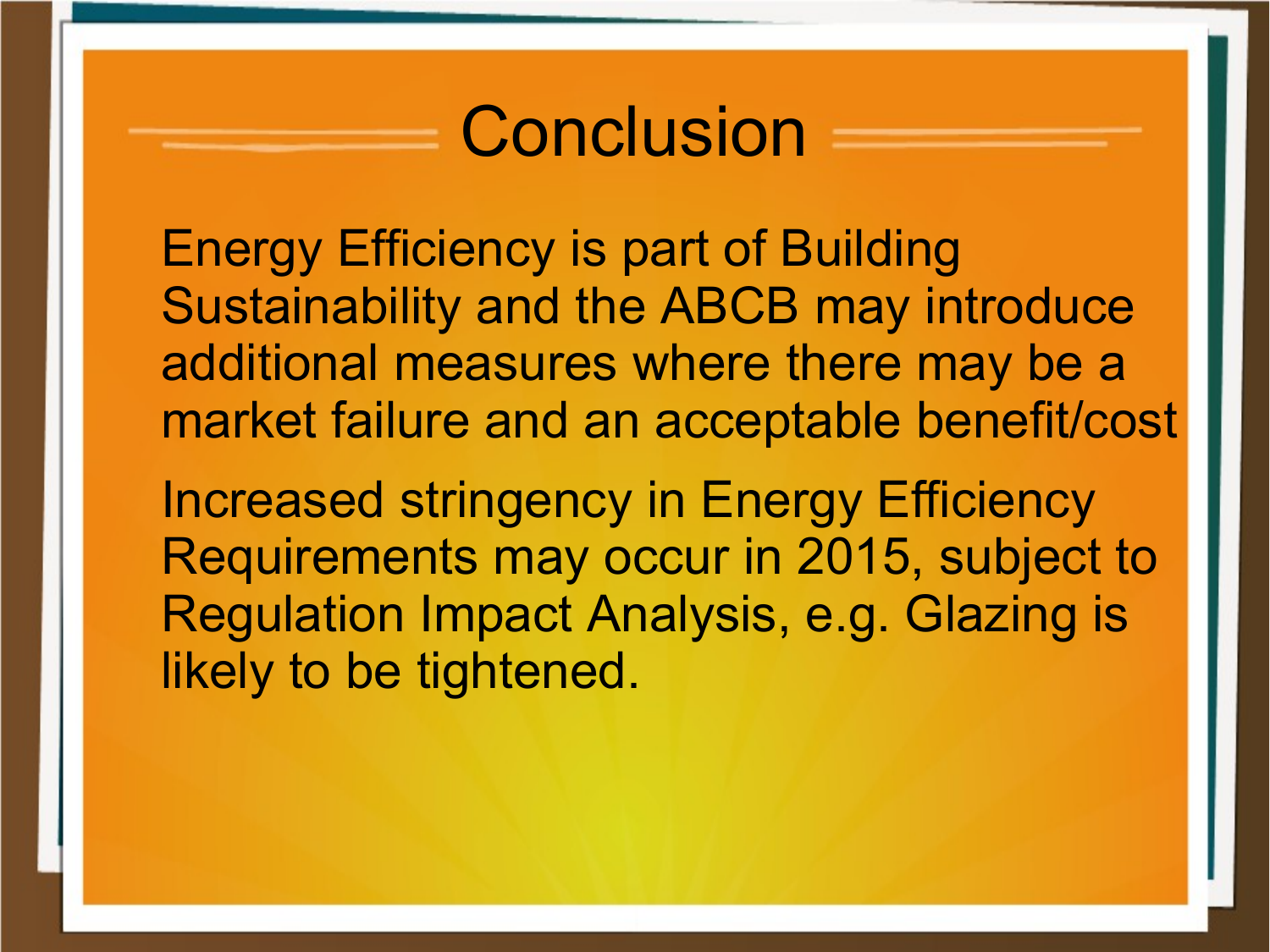# Conclusion

Energy Efficiency is part of Building Sustainability and the ABCB may introduce additional measures where there may be a market failure and an acceptable benefit/cost

Increased stringency in Energy Efficiency Requirements may occur in 2015, subject to Regulation Impact Analysis, e.g. Glazing is likely to be tightened.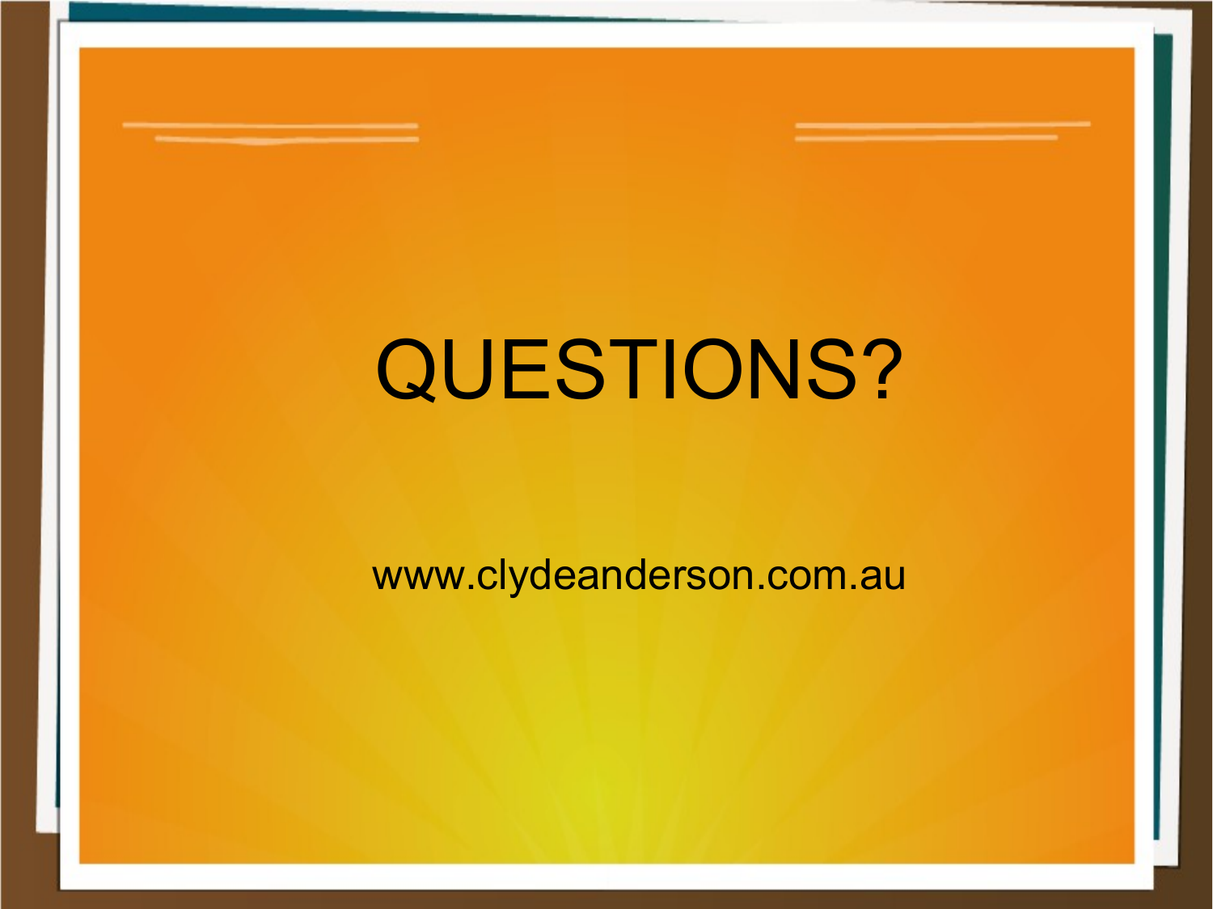# QUESTIONS?

www.clydeanderson.com.au